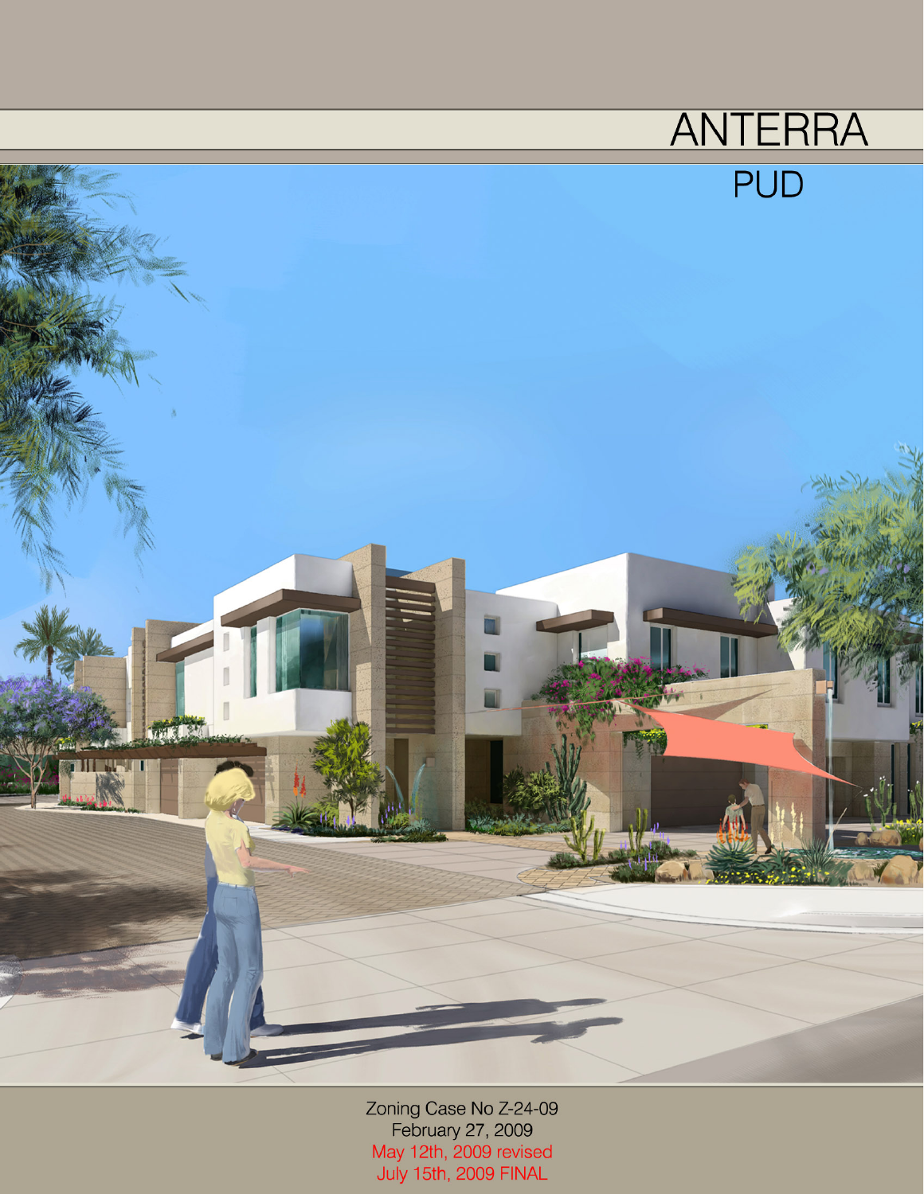# ANTERRA

## PUD

Zoning Case No Z-24-09
February 27, 2009
May 12th, 2009 revised
July 15th, 2009 FINAL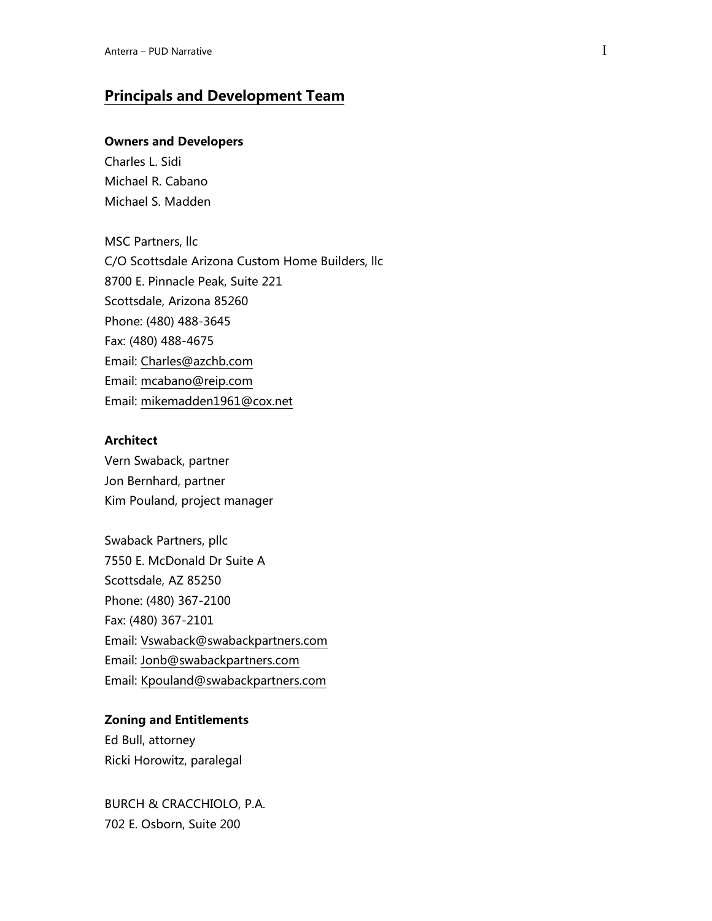## Principals and Development Team

**Owners and Developers**

Charles L. Sidi
Michael R. Cabano
Michael S. Madden

MSC Partners, llc
C/O Scottsdale Arizona Custom Home Builders, llc
8700 E. Pinnacle Peak, Suite 221
Scottsdale, Arizona 85260
Phone: (480) 488-3645
Fax: (480) 488-4675
Email: Charles@azchb.com
Email: mcabano@reip.com
Email: mikemadden1961@cox.net

**Architect**

Vern Swaback, partner
Jon Bernhard, partner
Kim Pouland, project manager

Swaback Partners, pllc
7550 E. McDonald Dr Suite A
Scottsdale, AZ 85250
Phone: (480) 367-2100
Fax: (480) 367-2101
Email: Vswaback@swabackpartners.com
Email: Jonb@swabackpartners.com
Email: Kpouland@swabackpartners.com

**Zoning and Entitlements**

Ed Bull, attorney
Ricki Horowitz, paralegal

BURCH & CRACCHIOLO, P.A.
702 E. Osborn, Suite 200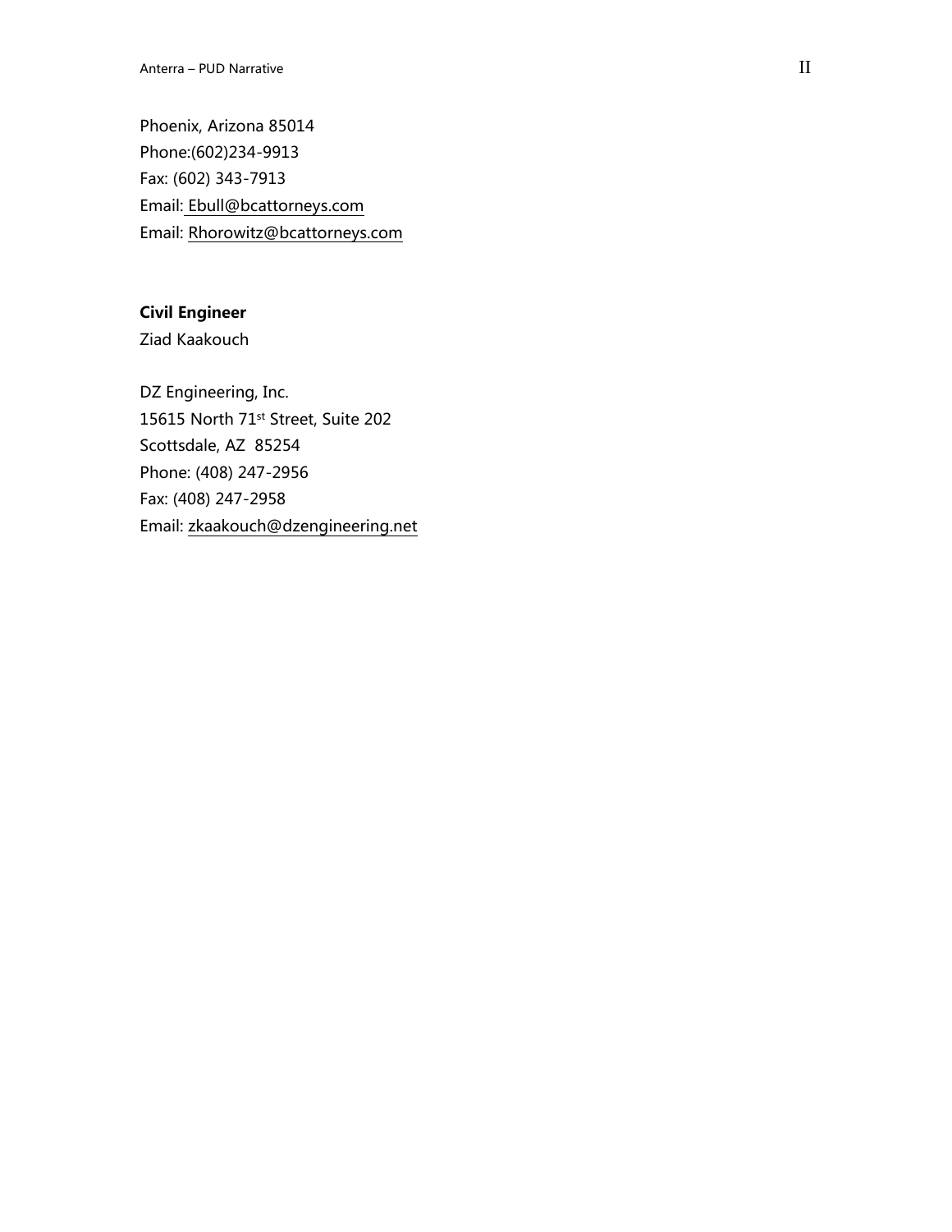Phoenix, Arizona 85014
Phone:(602)234-9913
Fax: (602) 343-7913
Email: Ebull@bcattorneys.com
Email: Rhorowitz@bcattorneys.com

**Civil Engineer**
Ziad Kaakouch

DZ Engineering, Inc.
15615 North 71st Street, Suite 202
Scottsdale, AZ 85254
Phone: (408) 247-2956
Fax: (408) 247-2958
Email: zkaakouch@dzengineering.net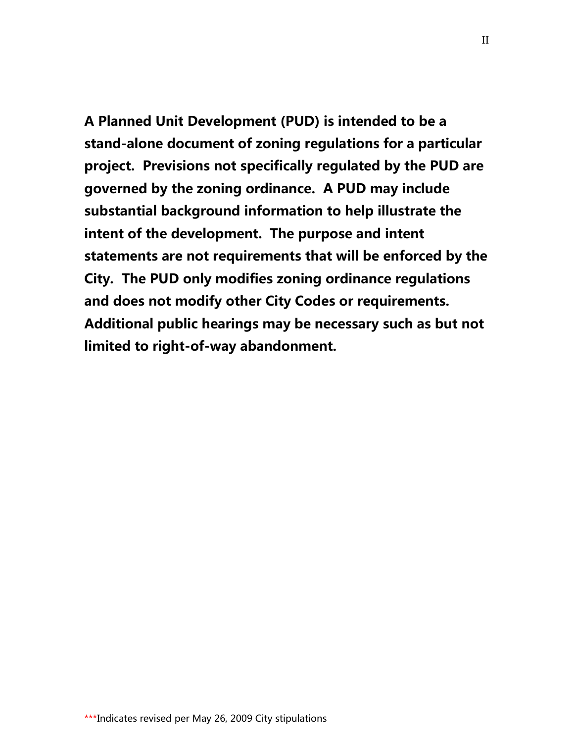**A Planned Unit Development (PUD) is intended to be a stand-alone document of zoning regulations for a particular project. Previsions not specifically regulated by the PUD are governed by the zoning ordinance. A PUD may include substantial background information to help illustrate the intent of the development. The purpose and intent statements are not requirements that will be enforced by the City. The PUD only modifies zoning ordinance regulations and does not modify other City Codes or requirements. Additional public hearings may be necessary such as but not limited to right-of-way abandonment.**

***Indicates revised per May 26, 2009 City stipulations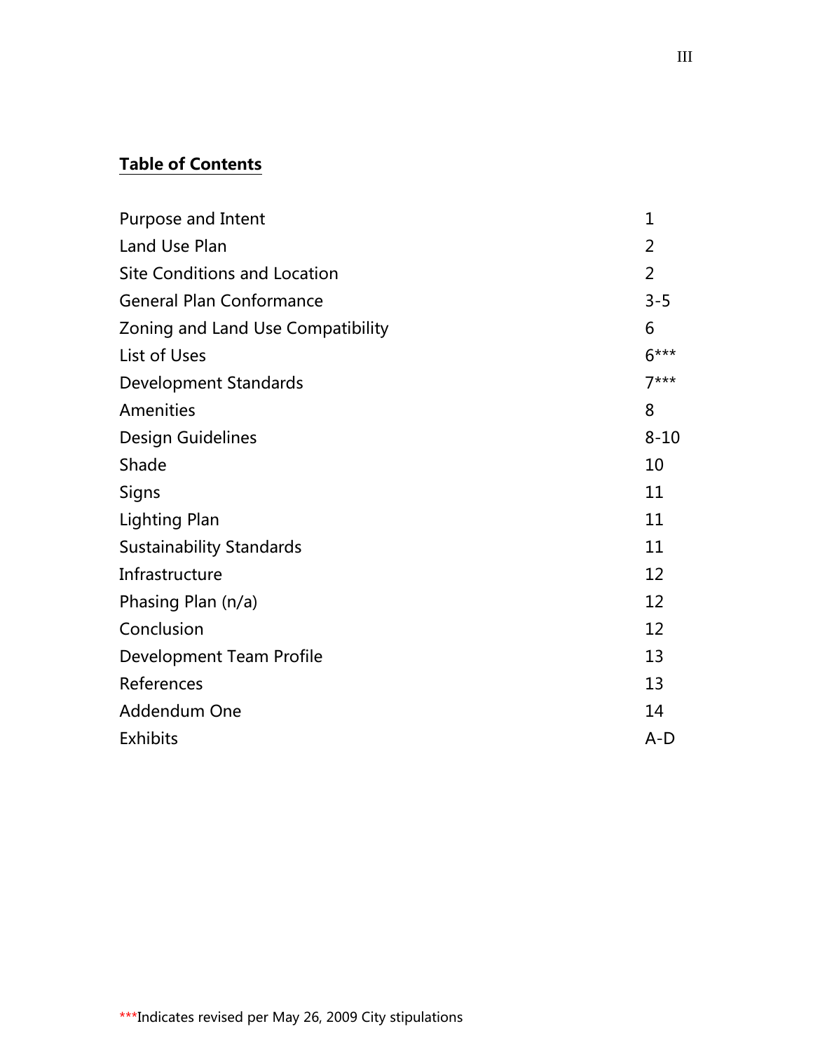## Table of Contents

| | |
|---|---|
| Purpose and Intent | 1 |
| Land Use Plan | 2 |
| Site Conditions and Location | 2 |
| General Plan Conformance | 3-5 |
| Zoning and Land Use Compatibility | 6 |
| List of Uses | 6*** |
| Development Standards | 7*** |
| Amenities | 8 |
| Design Guidelines | 8-10 |
| Shade | 10 |
| Signs | 11 |
| Lighting Plan | 11 |
| Sustainability Standards | 11 |
| Infrastructure | 12 |
| Phasing Plan (n/a) | 12 |
| Conclusion | 12 |
| Development Team Profile | 13 |
| References | 13 |
| Addendum One | 14 |
| Exhibits | A-D |

***Indicates revised per May 26, 2009 City stipulations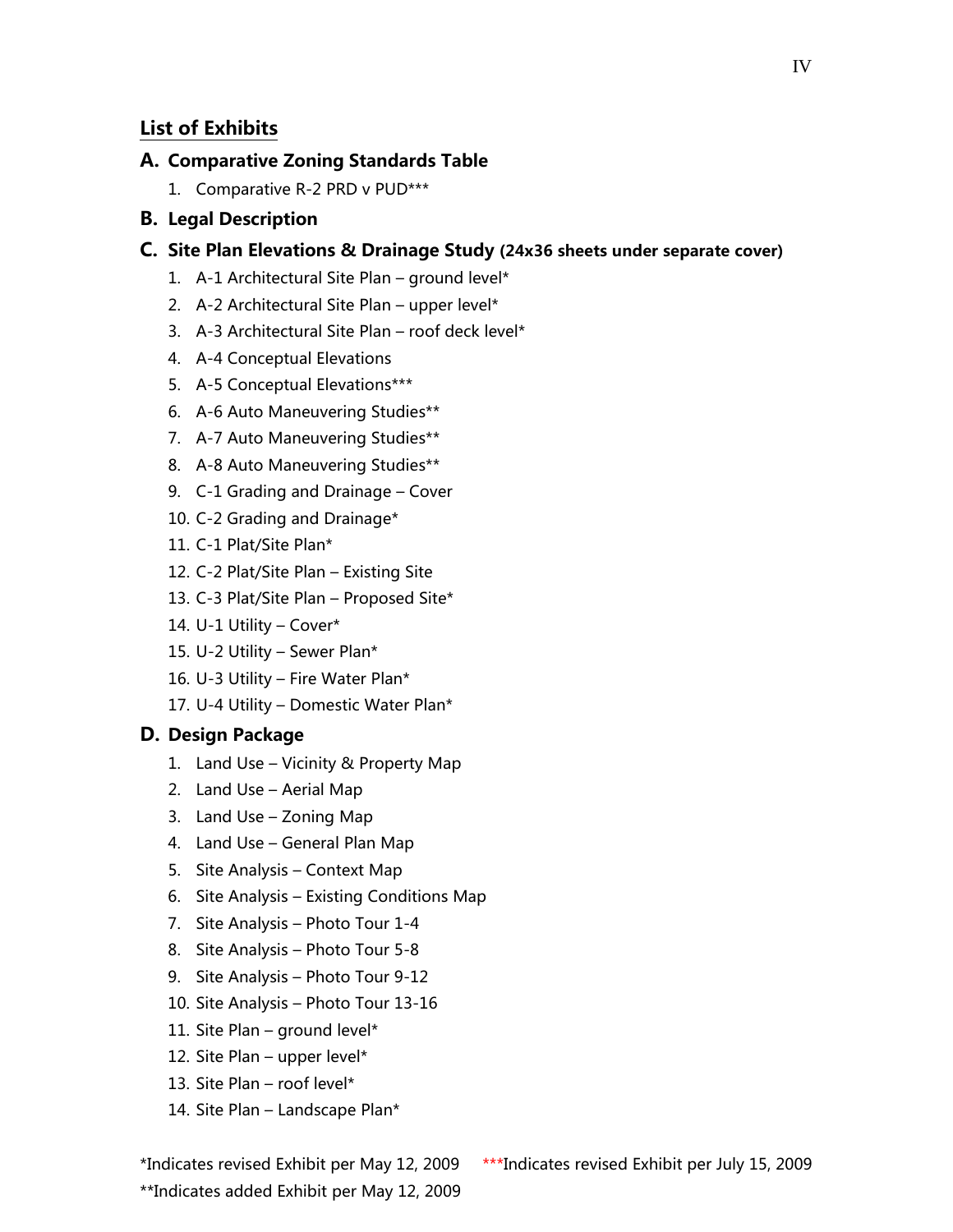## List of Exhibits

### A. Comparative Zoning Standards Table

1. Comparative R-2 PRD v PUD***

### B. Legal Description

### C. Site Plan Elevations & Drainage Study (24x36 sheets under separate cover)

1. A-1 Architectural Site Plan – ground level*
2. A-2 Architectural Site Plan – upper level*
3. A-3 Architectural Site Plan – roof deck level*
4. A-4 Conceptual Elevations
5. A-5 Conceptual Elevations***
6. A-6 Auto Maneuvering Studies**
7. A-7 Auto Maneuvering Studies**
8. A-8 Auto Maneuvering Studies**
9. C-1 Grading and Drainage – Cover
10. C-2 Grading and Drainage*
11. C-1 Plat/Site Plan*
12. C-2 Plat/Site Plan – Existing Site
13. C-3 Plat/Site Plan – Proposed Site*
14. U-1 Utility – Cover*
15. U-2 Utility – Sewer Plan*
16. U-3 Utility – Fire Water Plan*
17. U-4 Utility – Domestic Water Plan*

### D. Design Package

1. Land Use – Vicinity & Property Map
2. Land Use – Aerial Map
3. Land Use – Zoning Map
4. Land Use – General Plan Map
5. Site Analysis – Context Map
6. Site Analysis – Existing Conditions Map
7. Site Analysis – Photo Tour 1-4
8. Site Analysis – Photo Tour 5-8
9. Site Analysis – Photo Tour 9-12
10. Site Analysis – Photo Tour 13-16
11. Site Plan – ground level*
12. Site Plan – upper level*
13. Site Plan – roof level*
14. Site Plan – Landscape Plan*

*Indicates revised Exhibit per May 12, 2009 ***Indicates revised Exhibit per July 15, 2009

**Indicates added Exhibit per May 12, 2009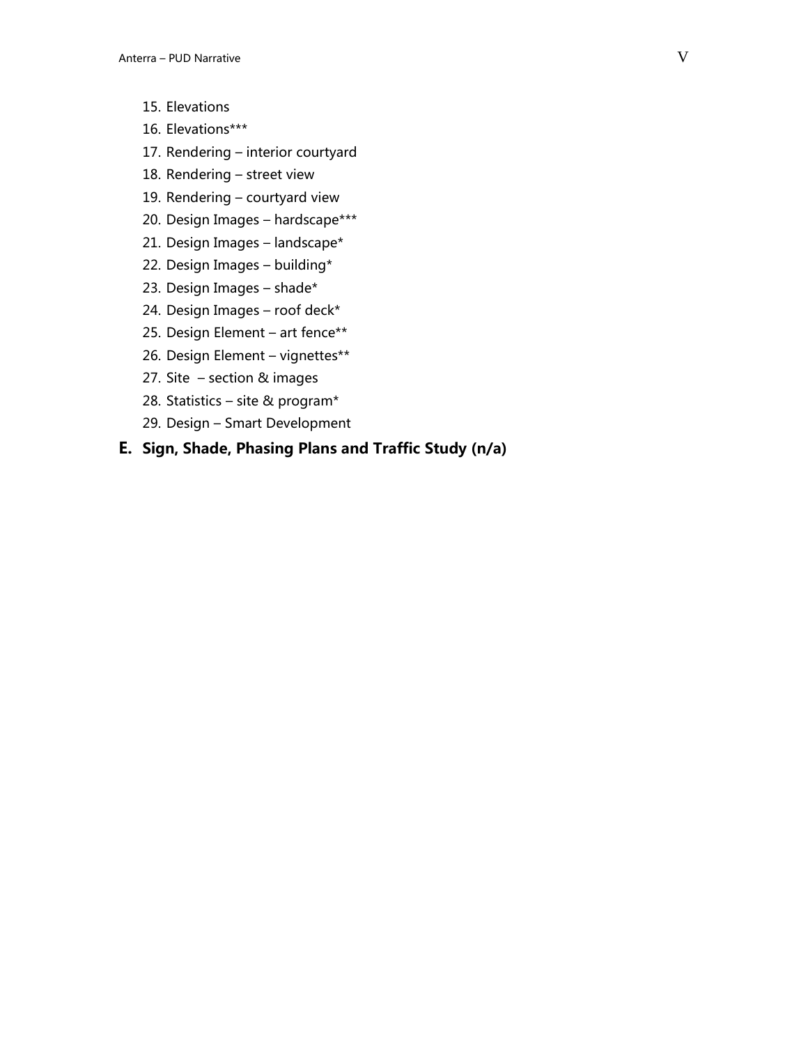15. Elevations
16. Elevations***
17. Rendering – interior courtyard
18. Rendering – street view
19. Rendering – courtyard view
20. Design Images – hardscape***
21. Design Images – landscape*
22. Design Images – building*
23. Design Images – shade*
24. Design Images – roof deck*
25. Design Element – art fence**
26. Design Element – vignettes**
27. Site – section & images
28. Statistics – site & program*
29. Design – Smart Development

## E. Sign, Shade, Phasing Plans and Traffic Study (n/a)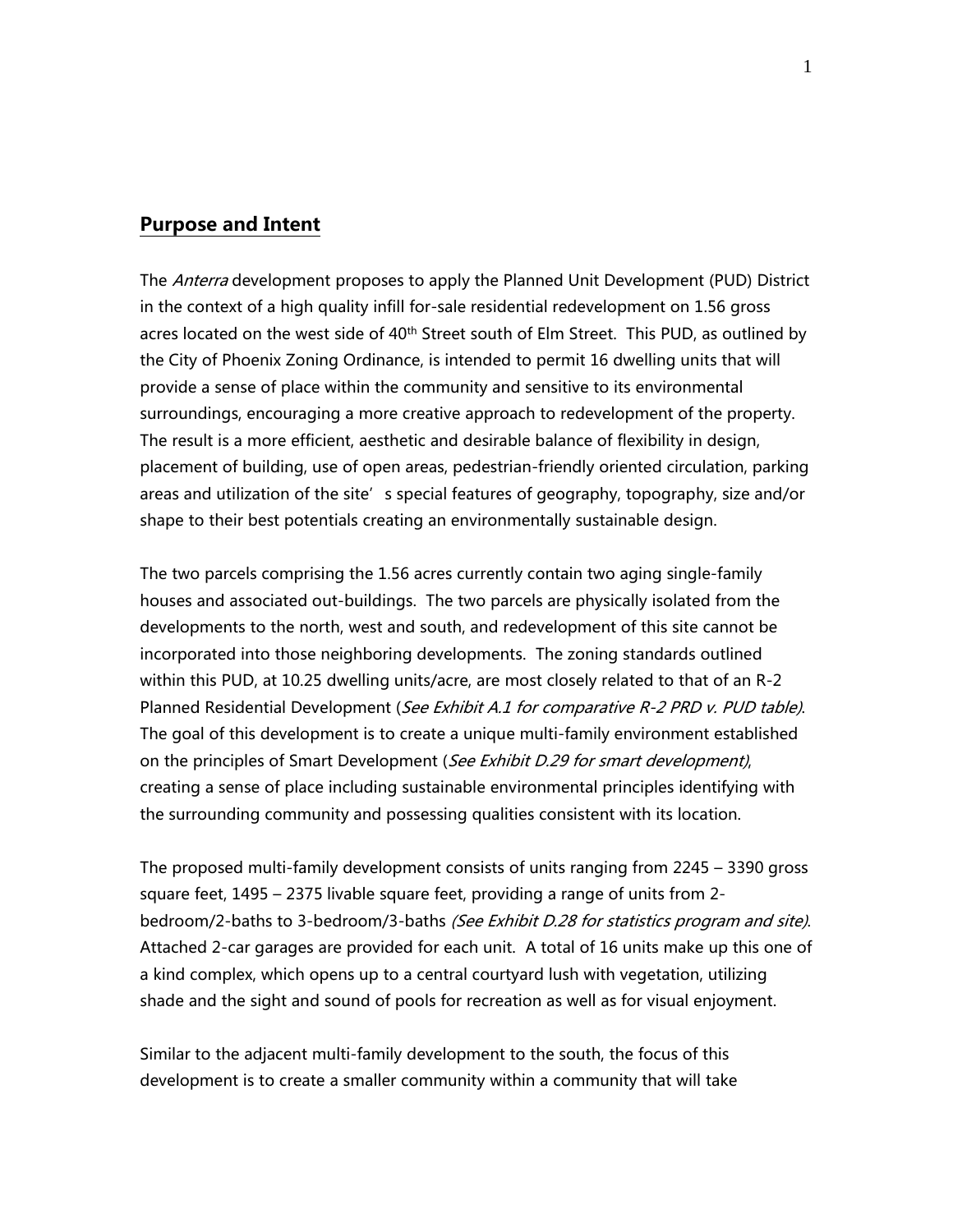## Purpose and Intent

The *Anterra* development proposes to apply the Planned Unit Development (PUD) District in the context of a high quality infill for-sale residential redevelopment on 1.56 gross acres located on the west side of 40th Street south of Elm Street. This PUD, as outlined by the City of Phoenix Zoning Ordinance, is intended to permit 16 dwelling units that will provide a sense of place within the community and sensitive to its environmental surroundings, encouraging a more creative approach to redevelopment of the property. The result is a more efficient, aesthetic and desirable balance of flexibility in design, placement of building, use of open areas, pedestrian-friendly oriented circulation, parking areas and utilization of the site's special features of geography, topography, size and/or shape to their best potentials creating an environmentally sustainable design.

The two parcels comprising the 1.56 acres currently contain two aging single-family houses and associated out-buildings. The two parcels are physically isolated from the developments to the north, west and south, and redevelopment of this site cannot be incorporated into those neighboring developments. The zoning standards outlined within this PUD, at 10.25 dwelling units/acre, are most closely related to that of an R-2 Planned Residential Development (*See Exhibit A.1 for comparative R-2 PRD v. PUD table)*. The goal of this development is to create a unique multi-family environment established on the principles of Smart Development (*See Exhibit D.29 for smart development)*, creating a sense of place including sustainable environmental principles identifying with the surrounding community and possessing qualities consistent with its location.

The proposed multi-family development consists of units ranging from 2245 – 3390 gross square feet, 1495 – 2375 livable square feet, providing a range of units from 2-bedroom/2-baths to 3-bedroom/3-baths *(See Exhibit D.28 for statistics program and site)*. Attached 2-car garages are provided for each unit. A total of 16 units make up this one of a kind complex, which opens up to a central courtyard lush with vegetation, utilizing shade and the sight and sound of pools for recreation as well as for visual enjoyment.

Similar to the adjacent multi-family development to the south, the focus of this development is to create a smaller community within a community that will take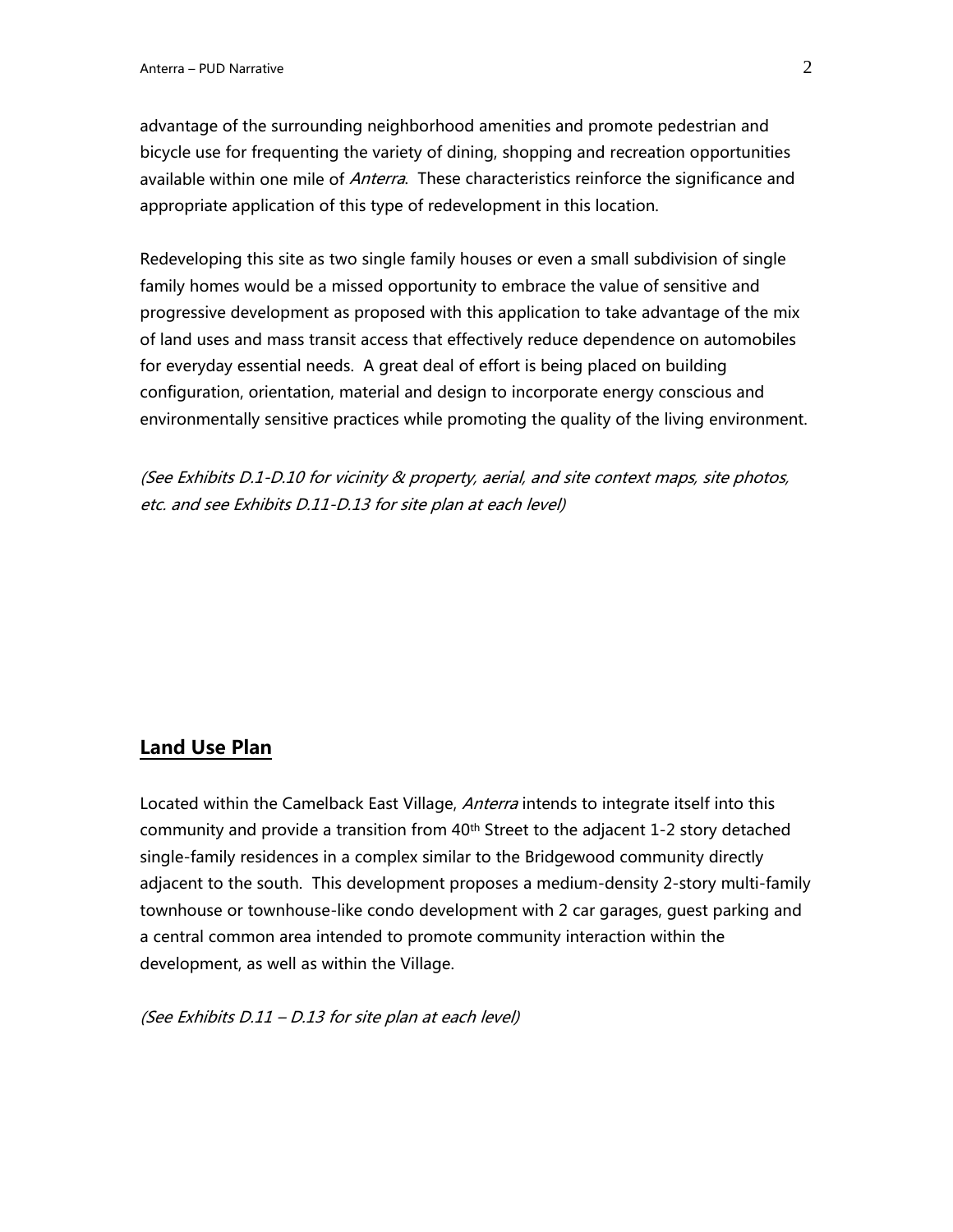advantage of the surrounding neighborhood amenities and promote pedestrian and bicycle use for frequenting the variety of dining, shopping and recreation opportunities available within one mile of *Anterra*. These characteristics reinforce the significance and appropriate application of this type of redevelopment in this location.

Redeveloping this site as two single family houses or even a small subdivision of single family homes would be a missed opportunity to embrace the value of sensitive and progressive development as proposed with this application to take advantage of the mix of land uses and mass transit access that effectively reduce dependence on automobiles for everyday essential needs. A great deal of effort is being placed on building configuration, orientation, material and design to incorporate energy conscious and environmentally sensitive practices while promoting the quality of the living environment.

*(See Exhibits D.1-D.10 for vicinity & property, aerial, and site context maps, site photos, etc. and see Exhibits D.11-D.13 for site plan at each level)*

## Land Use Plan

Located within the Camelback East Village, *Anterra* intends to integrate itself into this community and provide a transition from 40th Street to the adjacent 1-2 story detached single-family residences in a complex similar to the Bridgewood community directly adjacent to the south. This development proposes a medium-density 2-story multi-family townhouse or townhouse-like condo development with 2 car garages, guest parking and a central common area intended to promote community interaction within the development, as well as within the Village.

*(See Exhibits D.11 – D.13 for site plan at each level)*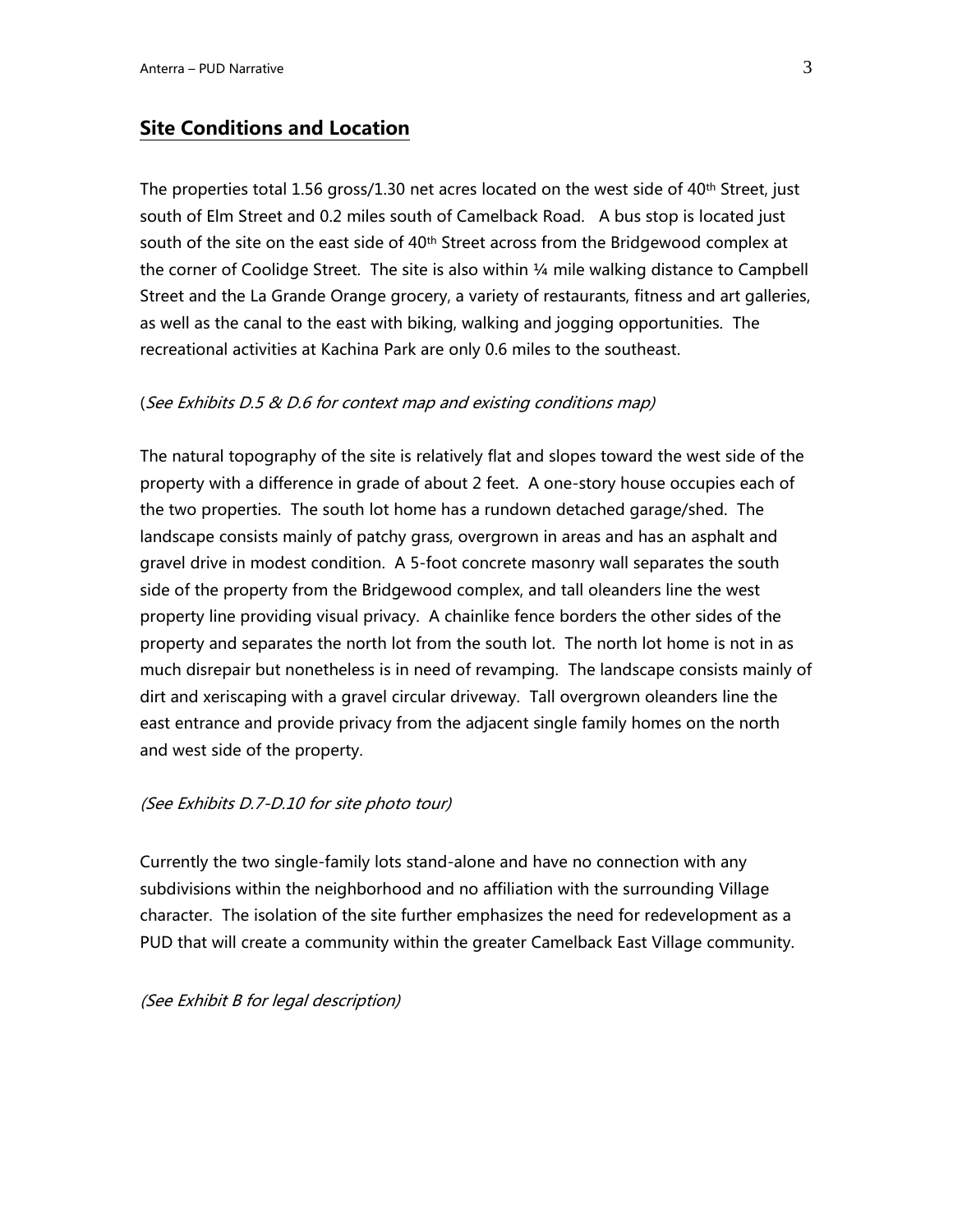## Site Conditions and Location

The properties total 1.56 gross/1.30 net acres located on the west side of 40th Street, just south of Elm Street and 0.2 miles south of Camelback Road. A bus stop is located just south of the site on the east side of 40th Street across from the Bridgewood complex at the corner of Coolidge Street. The site is also within ¼ mile walking distance to Campbell Street and the La Grande Orange grocery, a variety of restaurants, fitness and art galleries, as well as the canal to the east with biking, walking and jogging opportunities. The recreational activities at Kachina Park are only 0.6 miles to the southeast.

(*See Exhibits D.5 & D.6 for context map and existing conditions map)*

The natural topography of the site is relatively flat and slopes toward the west side of the property with a difference in grade of about 2 feet. A one-story house occupies each of the two properties. The south lot home has a rundown detached garage/shed. The landscape consists mainly of patchy grass, overgrown in areas and has an asphalt and gravel drive in modest condition. A 5-foot concrete masonry wall separates the south side of the property from the Bridgewood complex, and tall oleanders line the west property line providing visual privacy. A chainlike fence borders the other sides of the property and separates the north lot from the south lot. The north lot home is not in as much disrepair but nonetheless is in need of revamping. The landscape consists mainly of dirt and xeriscaping with a gravel circular driveway. Tall overgrown oleanders line the east entrance and provide privacy from the adjacent single family homes on the north and west side of the property.

*(See Exhibits D.7-D.10 for site photo tour)*

Currently the two single-family lots stand-alone and have no connection with any subdivisions within the neighborhood and no affiliation with the surrounding Village character. The isolation of the site further emphasizes the need for redevelopment as a PUD that will create a community within the greater Camelback East Village community.

*(See Exhibit B for legal description)*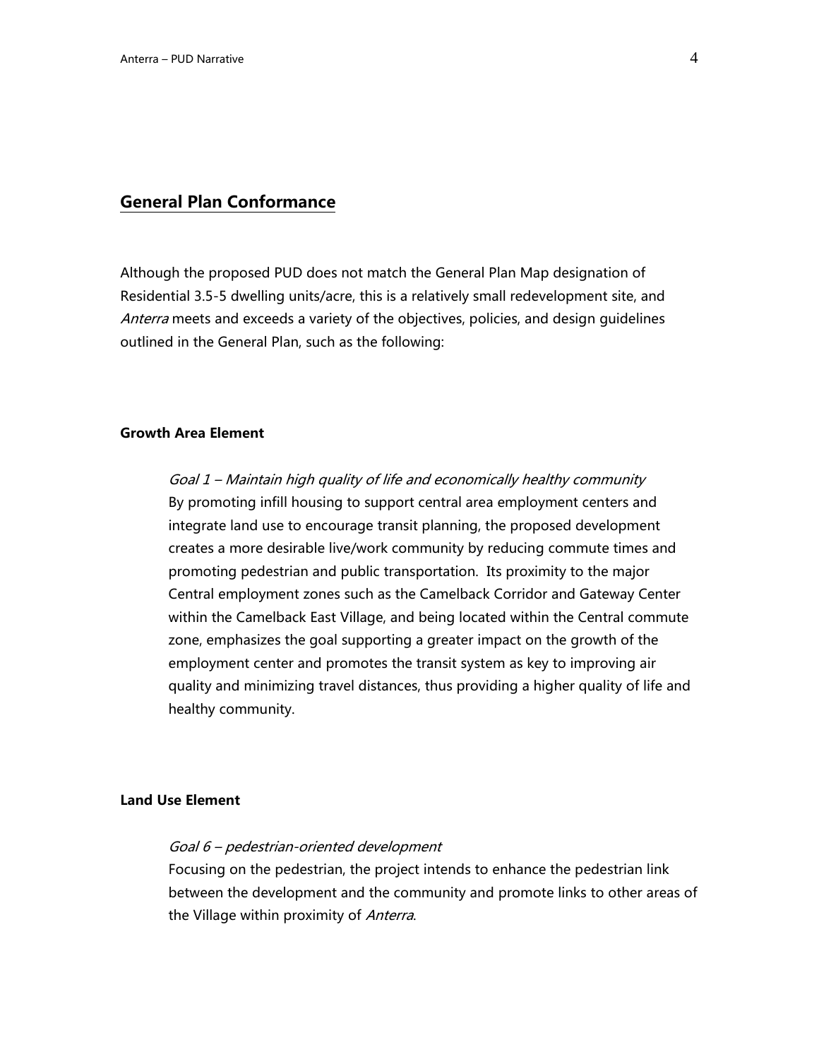## General Plan Conformance

Although the proposed PUD does not match the General Plan Map designation of Residential 3.5-5 dwelling units/acre, this is a relatively small redevelopment site, and *Anterra* meets and exceeds a variety of the objectives, policies, and design guidelines outlined in the General Plan, such as the following:

**Growth Area Element**

*Goal 1 – Maintain high quality of life and economically healthy community*
By promoting infill housing to support central area employment centers and integrate land use to encourage transit planning, the proposed development creates a more desirable live/work community by reducing commute times and promoting pedestrian and public transportation. Its proximity to the major Central employment zones such as the Camelback Corridor and Gateway Center within the Camelback East Village, and being located within the Central commute zone, emphasizes the goal supporting a greater impact on the growth of the employment center and promotes the transit system as key to improving air quality and minimizing travel distances, thus providing a higher quality of life and healthy community.

**Land Use Element**

*Goal 6 – pedestrian-oriented development*
Focusing on the pedestrian, the project intends to enhance the pedestrian link between the development and the community and promote links to other areas of the Village within proximity of *Anterra*.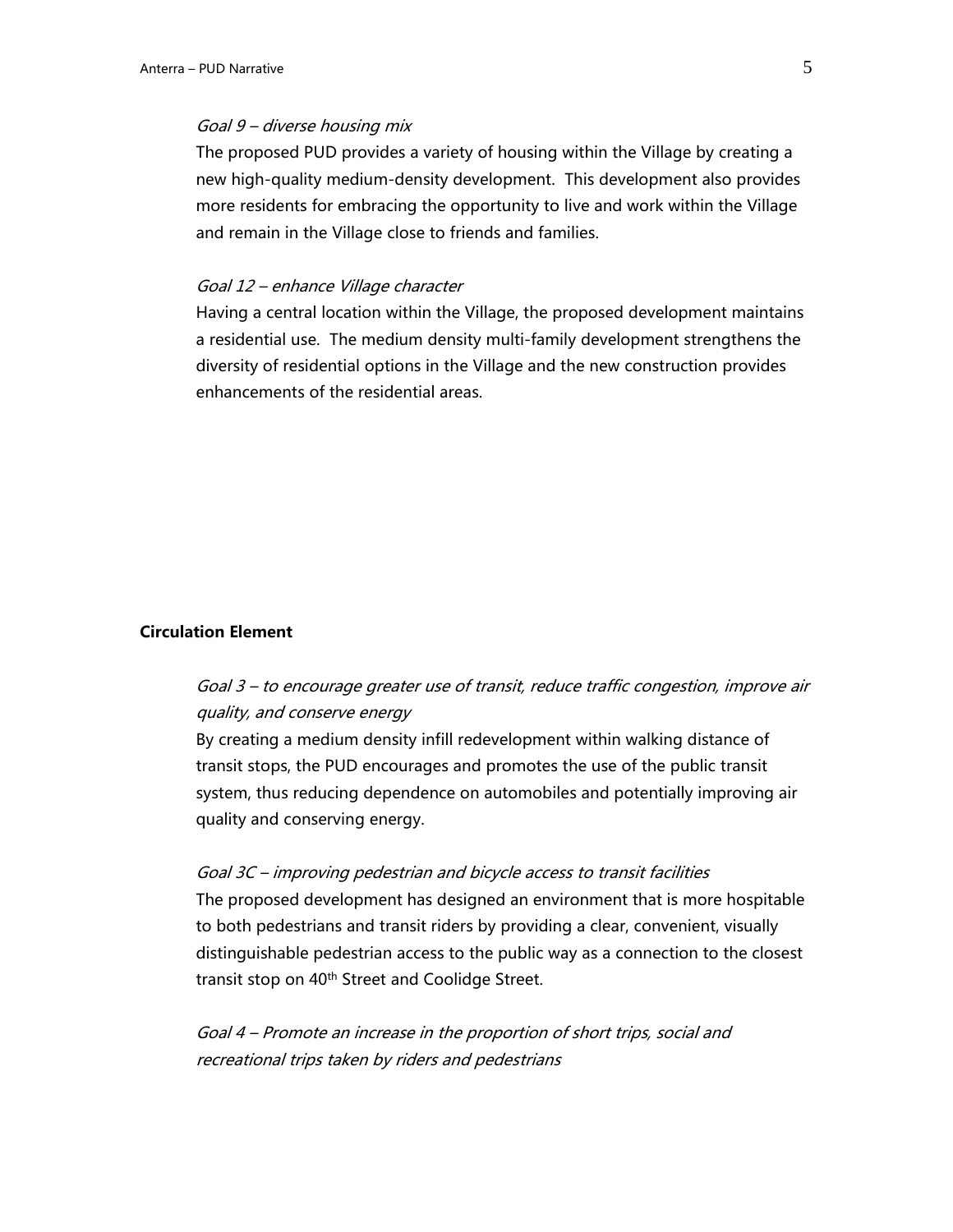*Goal 9 – diverse housing mix*

The proposed PUD provides a variety of housing within the Village by creating a new high-quality medium-density development. This development also provides more residents for embracing the opportunity to live and work within the Village and remain in the Village close to friends and families.

*Goal 12 – enhance Village character*

Having a central location within the Village, the proposed development maintains a residential use. The medium density multi-family development strengthens the diversity of residential options in the Village and the new construction provides enhancements of the residential areas.

**Circulation Element**

*Goal 3 – to encourage greater use of transit, reduce traffic congestion, improve air quality, and conserve energy*

By creating a medium density infill redevelopment within walking distance of transit stops, the PUD encourages and promotes the use of the public transit system, thus reducing dependence on automobiles and potentially improving air quality and conserving energy.

*Goal 3C – improving pedestrian and bicycle access to transit facilities*

The proposed development has designed an environment that is more hospitable to both pedestrians and transit riders by providing a clear, convenient, visually distinguishable pedestrian access to the public way as a connection to the closest transit stop on 40th Street and Coolidge Street.

*Goal 4 – Promote an increase in the proportion of short trips, social and recreational trips taken by riders and pedestrians*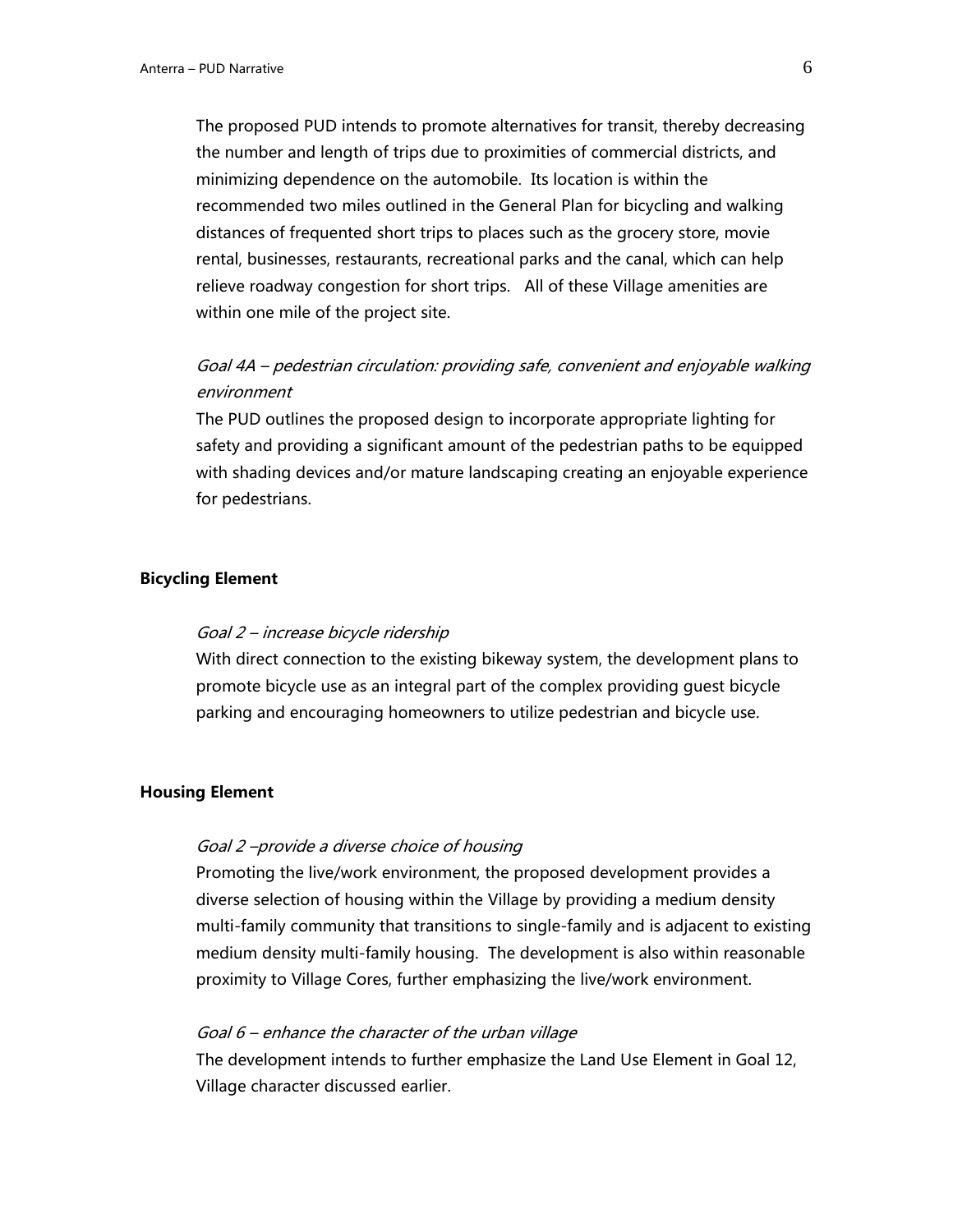The proposed PUD intends to promote alternatives for transit, thereby decreasing the number and length of trips due to proximities of commercial districts, and minimizing dependence on the automobile. Its location is within the recommended two miles outlined in the General Plan for bicycling and walking distances of frequented short trips to places such as the grocery store, movie rental, businesses, restaurants, recreational parks and the canal, which can help relieve roadway congestion for short trips. All of these Village amenities are within one mile of the project site.

*Goal 4A – pedestrian circulation: providing safe, convenient and enjoyable walking environment*

The PUD outlines the proposed design to incorporate appropriate lighting for safety and providing a significant amount of the pedestrian paths to be equipped with shading devices and/or mature landscaping creating an enjoyable experience for pedestrians.

**Bicycling Element**

*Goal 2 – increase bicycle ridership*

With direct connection to the existing bikeway system, the development plans to promote bicycle use as an integral part of the complex providing guest bicycle parking and encouraging homeowners to utilize pedestrian and bicycle use.

**Housing Element**

*Goal 2 –provide a diverse choice of housing*

Promoting the live/work environment, the proposed development provides a diverse selection of housing within the Village by providing a medium density multi-family community that transitions to single-family and is adjacent to existing medium density multi-family housing. The development is also within reasonable proximity to Village Cores, further emphasizing the live/work environment.

*Goal 6 – enhance the character of the urban village*

The development intends to further emphasize the Land Use Element in Goal 12, Village character discussed earlier.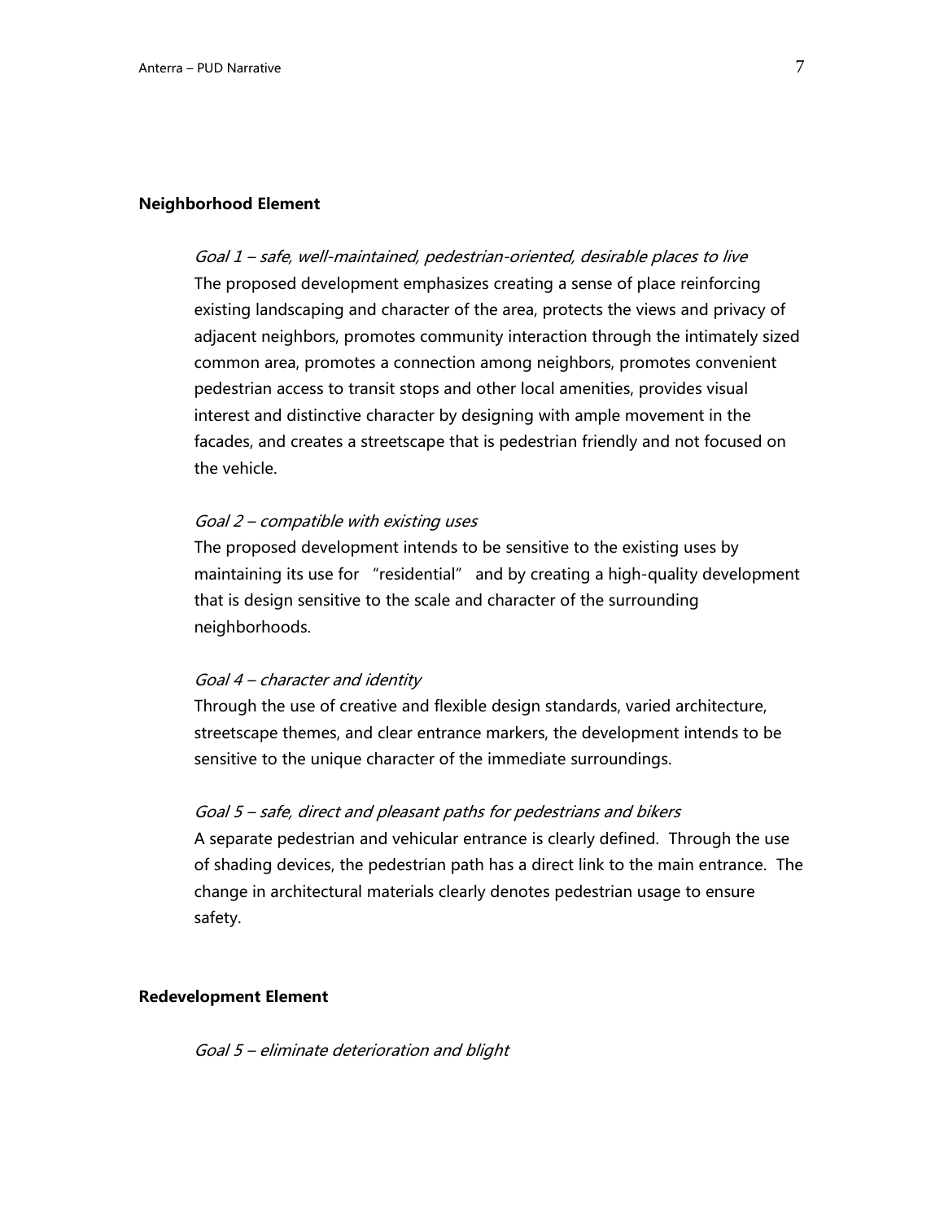**Neighborhood Element**

*Goal 1 – safe, well-maintained, pedestrian-oriented, desirable places to live*

The proposed development emphasizes creating a sense of place reinforcing existing landscaping and character of the area, protects the views and privacy of adjacent neighbors, promotes community interaction through the intimately sized common area, promotes a connection among neighbors, promotes convenient pedestrian access to transit stops and other local amenities, provides visual interest and distinctive character by designing with ample movement in the facades, and creates a streetscape that is pedestrian friendly and not focused on the vehicle.

*Goal 2 – compatible with existing uses*

The proposed development intends to be sensitive to the existing uses by maintaining its use for "residential" and by creating a high-quality development that is design sensitive to the scale and character of the surrounding neighborhoods.

*Goal 4 – character and identity*

Through the use of creative and flexible design standards, varied architecture, streetscape themes, and clear entrance markers, the development intends to be sensitive to the unique character of the immediate surroundings.

*Goal 5 – safe, direct and pleasant paths for pedestrians and bikers*

A separate pedestrian and vehicular entrance is clearly defined. Through the use of shading devices, the pedestrian path has a direct link to the main entrance. The change in architectural materials clearly denotes pedestrian usage to ensure safety.

**Redevelopment Element**

*Goal 5 – eliminate deterioration and blight*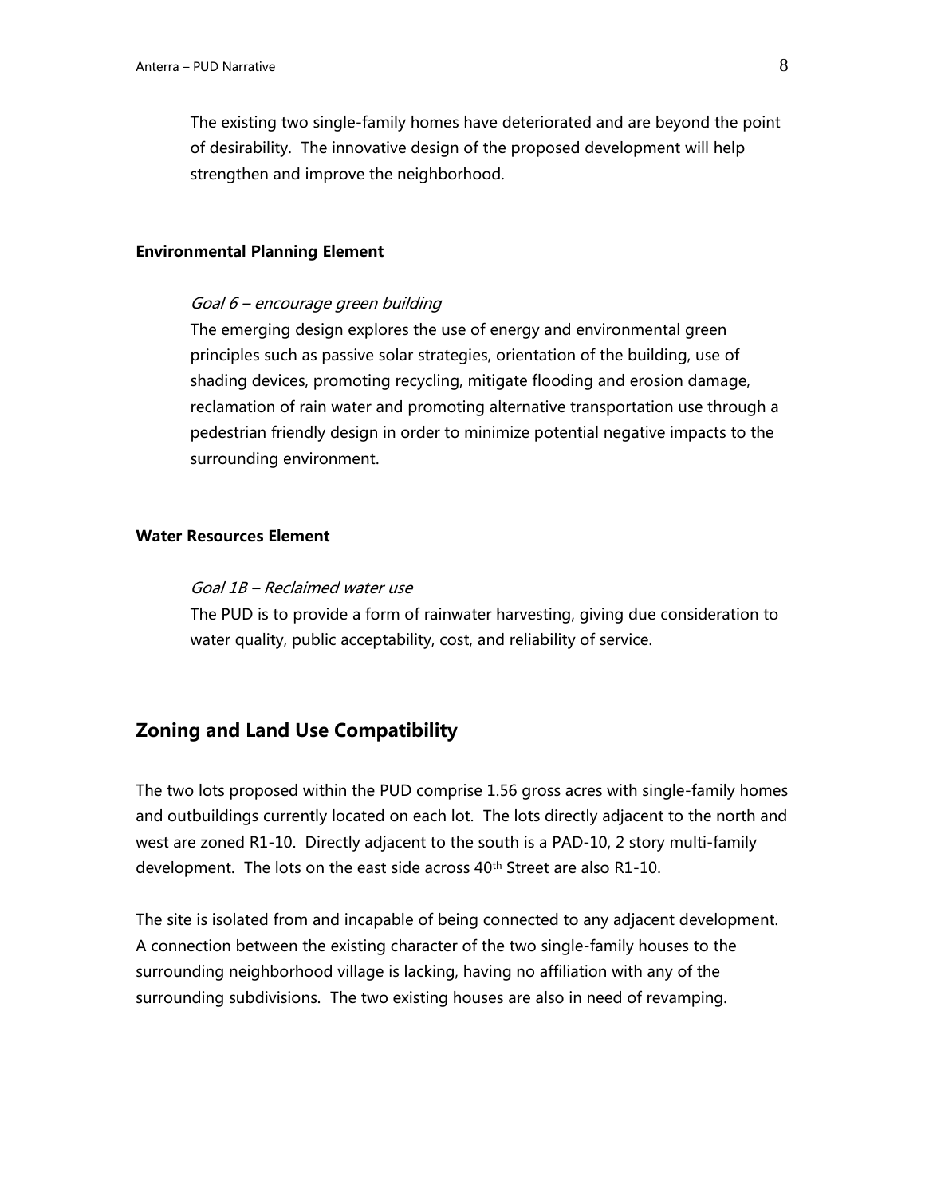The existing two single-family homes have deteriorated and are beyond the point of desirability. The innovative design of the proposed development will help strengthen and improve the neighborhood.

**Environmental Planning Element**

*Goal 6 – encourage green building*

The emerging design explores the use of energy and environmental green principles such as passive solar strategies, orientation of the building, use of shading devices, promoting recycling, mitigate flooding and erosion damage, reclamation of rain water and promoting alternative transportation use through a pedestrian friendly design in order to minimize potential negative impacts to the surrounding environment.

**Water Resources Element**

*Goal 1B – Reclaimed water use*

The PUD is to provide a form of rainwater harvesting, giving due consideration to water quality, public acceptability, cost, and reliability of service.

## Zoning and Land Use Compatibility

The two lots proposed within the PUD comprise 1.56 gross acres with single-family homes and outbuildings currently located on each lot. The lots directly adjacent to the north and west are zoned R1-10. Directly adjacent to the south is a PAD-10, 2 story multi-family development. The lots on the east side across 40th Street are also R1-10.

The site is isolated from and incapable of being connected to any adjacent development. A connection between the existing character of the two single-family houses to the surrounding neighborhood village is lacking, having no affiliation with any of the surrounding subdivisions. The two existing houses are also in need of revamping.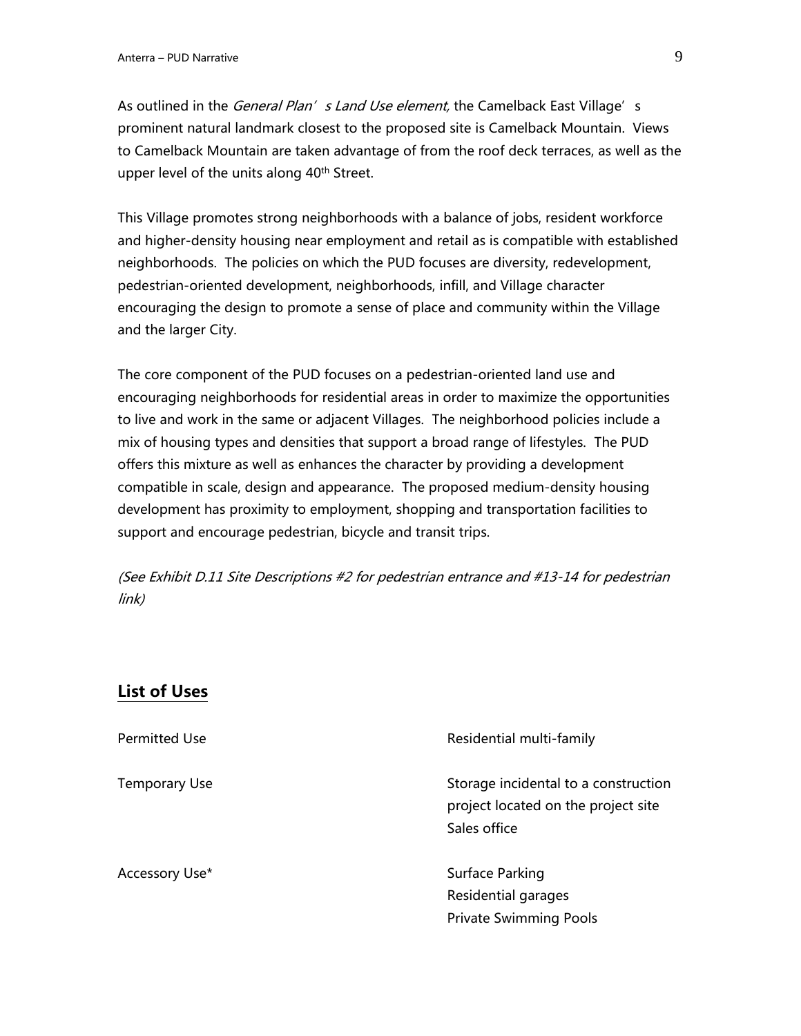As outlined in the *General Plan's Land Use element,* the Camelback East Village's prominent natural landmark closest to the proposed site is Camelback Mountain. Views to Camelback Mountain are taken advantage of from the roof deck terraces, as well as the upper level of the units along 40th Street.

This Village promotes strong neighborhoods with a balance of jobs, resident workforce and higher-density housing near employment and retail as is compatible with established neighborhoods. The policies on which the PUD focuses are diversity, redevelopment, pedestrian-oriented development, neighborhoods, infill, and Village character encouraging the design to promote a sense of place and community within the Village and the larger City.

The core component of the PUD focuses on a pedestrian-oriented land use and encouraging neighborhoods for residential areas in order to maximize the opportunities to live and work in the same or adjacent Villages. The neighborhood policies include a mix of housing types and densities that support a broad range of lifestyles. The PUD offers this mixture as well as enhances the character by providing a development compatible in scale, design and appearance. The proposed medium-density housing development has proximity to employment, shopping and transportation facilities to support and encourage pedestrian, bicycle and transit trips.

*(See Exhibit D.11 Site Descriptions #2 for pedestrian entrance and #13-14 for pedestrian link)*

## List of Uses

| | |
|---|---|
| Permitted Use | Residential multi-family |
| Temporary Use | Storage incidental to a construction project located on the project site<br>Sales office |
| Accessory Use* | Surface Parking<br>Residential garages<br>Private Swimming Pools |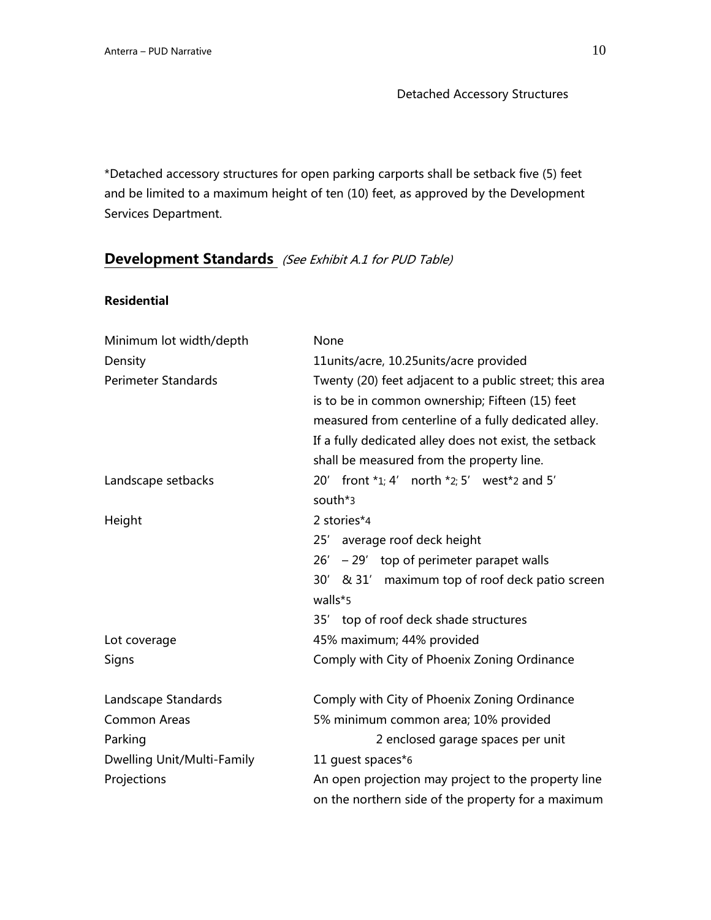Detached Accessory Structures

*Detached accessory structures for open parking carports shall be setback five (5) feet and be limited to a maximum height of ten (10) feet, as approved by the Development Services Department.

## Development Standards *(See Exhibit A.1 for PUD Table)*

**Residential**

| | |
|---|---|
| Minimum lot width/depth | None |
| Density | 11units/acre, 10.25units/acre provided |
| Perimeter Standards | Twenty (20) feet adjacent to a public street; this area is to be in common ownership; Fifteen (15) feet measured from centerline of a fully dedicated alley. If a fully dedicated alley does not exist, the setback shall be measured from the property line. |
| Landscape setbacks | 20' front *1; 4' north *2; 5' west*2 and 5' south*3 |
| Height | 2 stories*4<br>25' average roof deck height<br>26' – 29' top of perimeter parapet walls<br>30' & 31' maximum top of roof deck patio screen walls*5<br>35' top of roof deck shade structures |
| Lot coverage | 45% maximum; 44% provided |
| Signs | Comply with City of Phoenix Zoning Ordinance |
| Landscape Standards | Comply with City of Phoenix Zoning Ordinance |
| Common Areas | 5% minimum common area; 10% provided |
| Parking | 2 enclosed garage spaces per unit |
| Dwelling Unit/Multi-Family | 11 guest spaces*6 |
| Projections | An open projection may project to the property line on the northern side of the property for a maximum |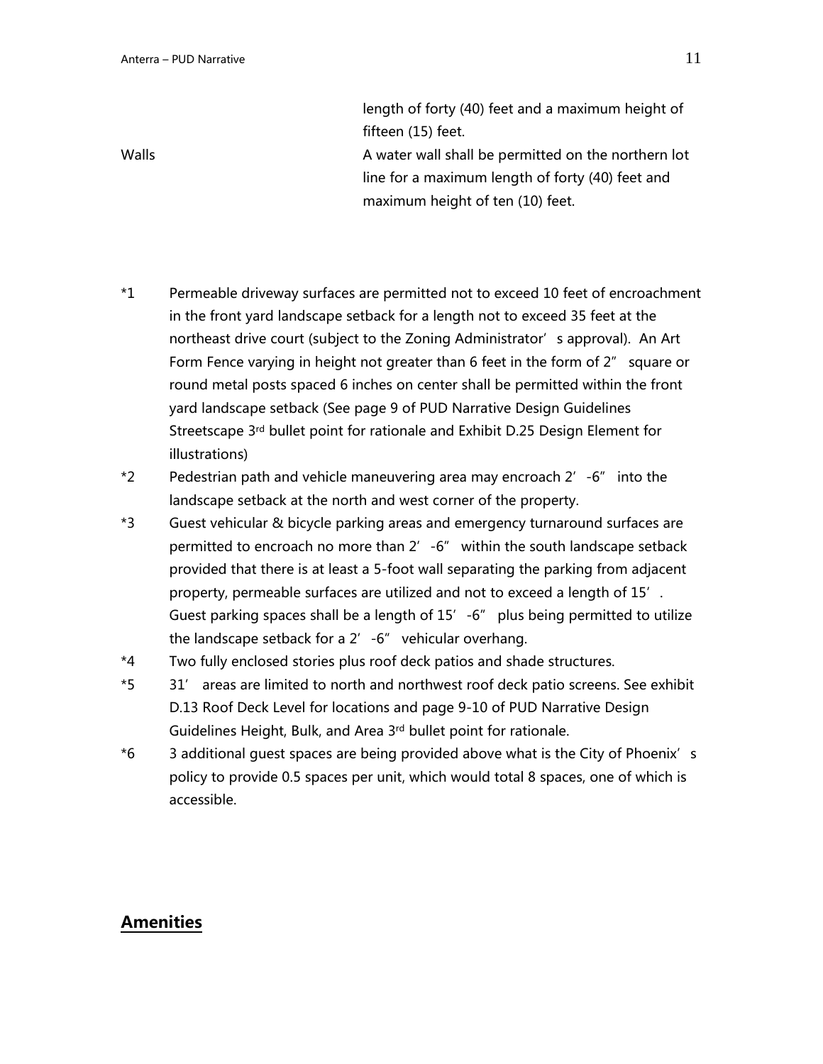| | |
|---|---|
| | length of forty (40) feet and a maximum height of fifteen (15) feet. |
| Walls | A water wall shall be permitted on the northern lot line for a maximum length of forty (40) feet and maximum height of ten (10) feet. |

*1 Permeable driveway surfaces are permitted not to exceed 10 feet of encroachment in the front yard landscape setback for a length not to exceed 35 feet at the northeast drive court (subject to the Zoning Administrator's approval). An Art Form Fence varying in height not greater than 6 feet in the form of 2" square or round metal posts spaced 6 inches on center shall be permitted within the front yard landscape setback (See page 9 of PUD Narrative Design Guidelines Streetscape 3rd bullet point for rationale and Exhibit D.25 Design Element for illustrations)

*2 Pedestrian path and vehicle maneuvering area may encroach 2'-6" into the landscape setback at the north and west corner of the property.

*3 Guest vehicular & bicycle parking areas and emergency turnaround surfaces are permitted to encroach no more than 2'-6" within the south landscape setback provided that there is at least a 5-foot wall separating the parking from adjacent property, permeable surfaces are utilized and not to exceed a length of 15'. Guest parking spaces shall be a length of 15'-6" plus being permitted to utilize the landscape setback for a 2'-6" vehicular overhang.

*4 Two fully enclosed stories plus roof deck patios and shade structures.

*5 31' areas are limited to north and northwest roof deck patio screens. See exhibit D.13 Roof Deck Level for locations and page 9-10 of PUD Narrative Design Guidelines Height, Bulk, and Area 3rd bullet point for rationale.

*6 3 additional guest spaces are being provided above what is the City of Phoenix's policy to provide 0.5 spaces per unit, which would total 8 spaces, one of which is accessible.

## Amenities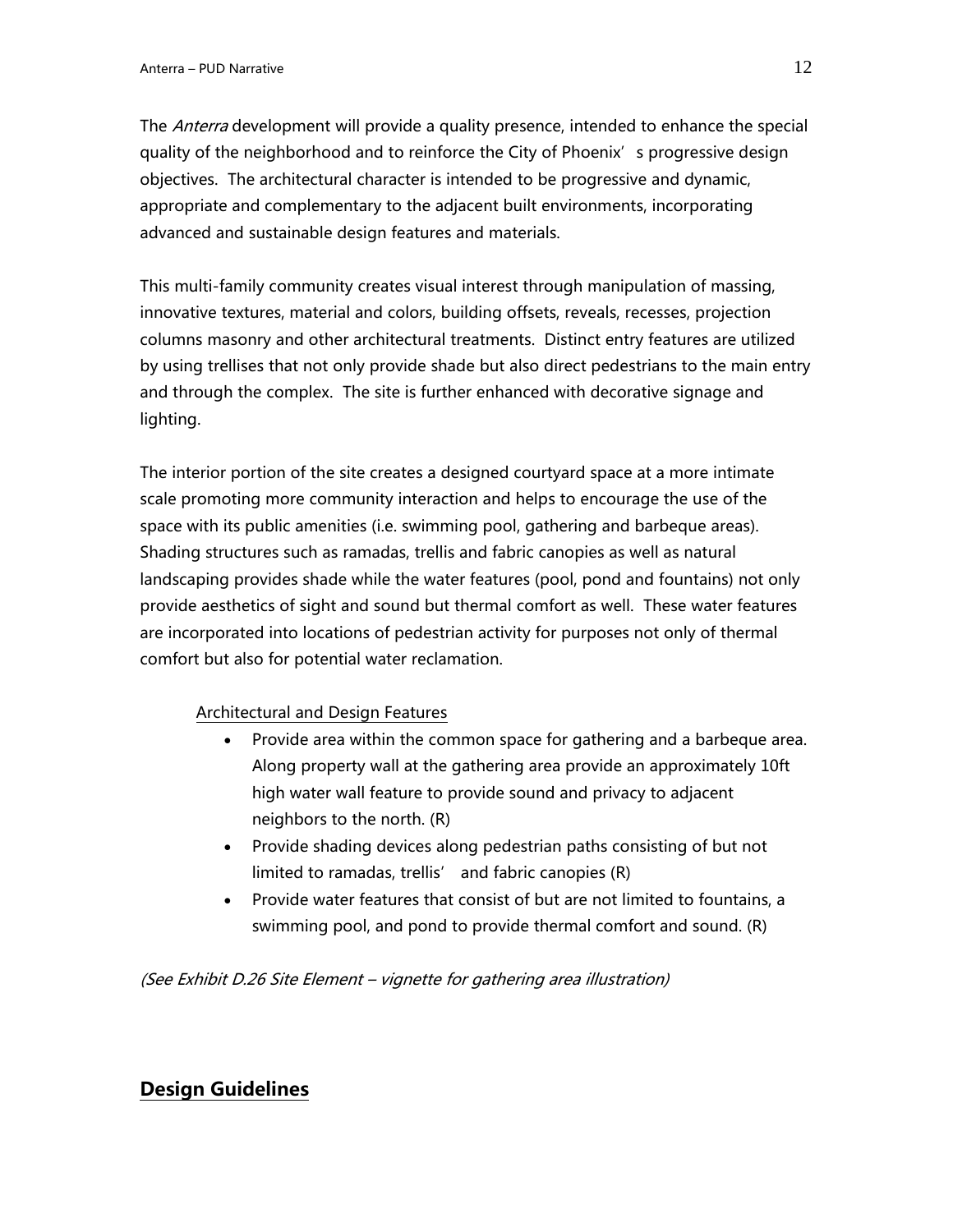The *Anterra* development will provide a quality presence, intended to enhance the special quality of the neighborhood and to reinforce the City of Phoenix's progressive design objectives. The architectural character is intended to be progressive and dynamic, appropriate and complementary to the adjacent built environments, incorporating advanced and sustainable design features and materials.

This multi-family community creates visual interest through manipulation of massing, innovative textures, material and colors, building offsets, reveals, recesses, projection columns masonry and other architectural treatments. Distinct entry features are utilized by using trellises that not only provide shade but also direct pedestrians to the main entry and through the complex. The site is further enhanced with decorative signage and lighting.

The interior portion of the site creates a designed courtyard space at a more intimate scale promoting more community interaction and helps to encourage the use of the space with its public amenities (i.e. swimming pool, gathering and barbeque areas). Shading structures such as ramadas, trellis and fabric canopies as well as natural landscaping provides shade while the water features (pool, pond and fountains) not only provide aesthetics of sight and sound but thermal comfort as well. These water features are incorporated into locations of pedestrian activity for purposes not only of thermal comfort but also for potential water reclamation.

Architectural and Design Features

- Provide area within the common space for gathering and a barbeque area. Along property wall at the gathering area provide an approximately 10ft high water wall feature to provide sound and privacy to adjacent neighbors to the north. (R)
- Provide shading devices along pedestrian paths consisting of but not limited to ramadas, trellis' and fabric canopies (R)
- Provide water features that consist of but are not limited to fountains, a swimming pool, and pond to provide thermal comfort and sound. (R)

*(See Exhibit D.26 Site Element – vignette for gathering area illustration)*

## Design Guidelines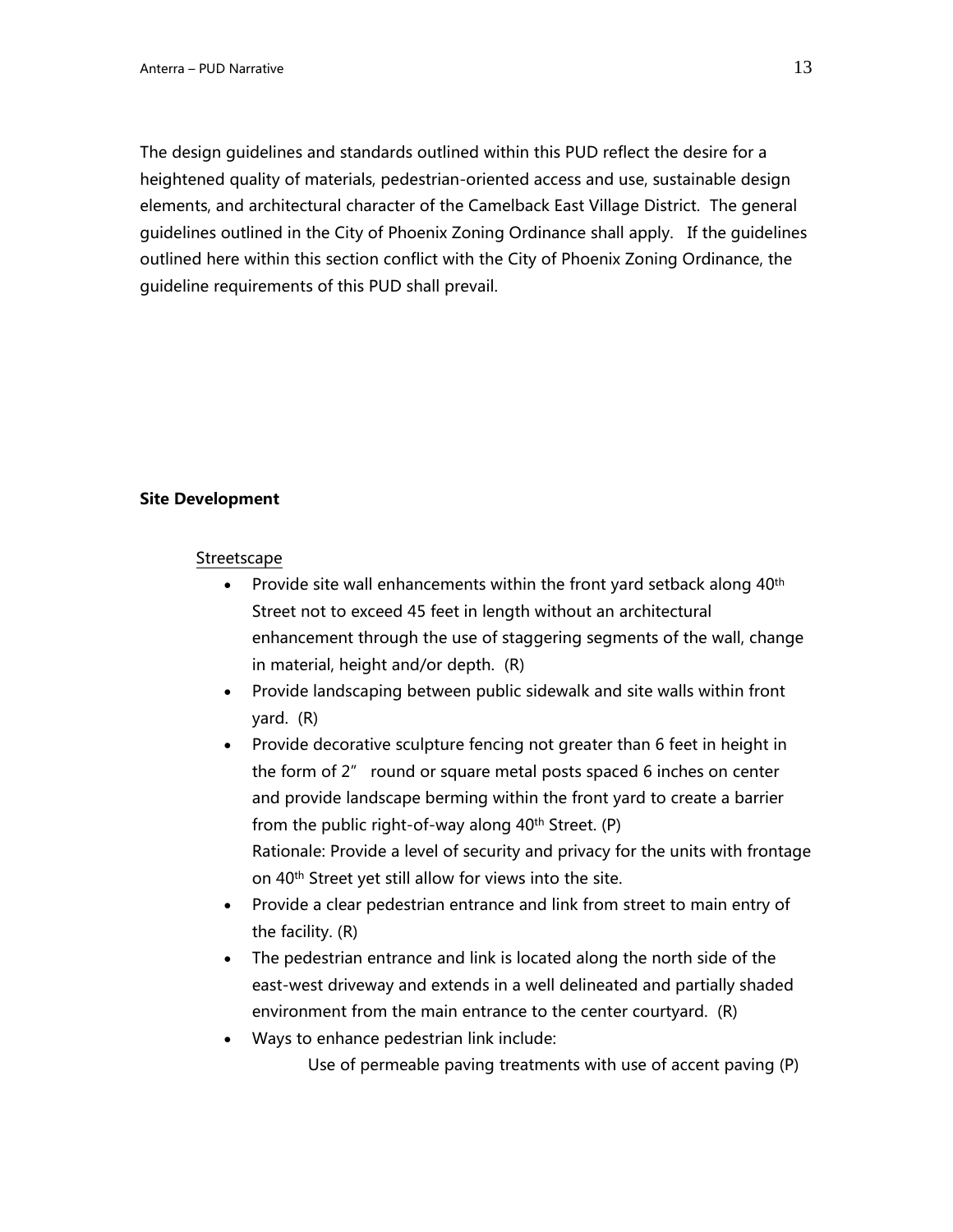The design guidelines and standards outlined within this PUD reflect the desire for a heightened quality of materials, pedestrian-oriented access and use, sustainable design elements, and architectural character of the Camelback East Village District. The general guidelines outlined in the City of Phoenix Zoning Ordinance shall apply. If the guidelines outlined here within this section conflict with the City of Phoenix Zoning Ordinance, the guideline requirements of this PUD shall prevail.

**Site Development**

<u>Streetscape</u>

- Provide site wall enhancements within the front yard setback along 40th Street not to exceed 45 feet in length without an architectural enhancement through the use of staggering segments of the wall, change in material, height and/or depth. (R)
- Provide landscaping between public sidewalk and site walls within front yard. (R)
- Provide decorative sculpture fencing not greater than 6 feet in height in the form of 2" round or square metal posts spaced 6 inches on center and provide landscape berming within the front yard to create a barrier from the public right-of-way along 40th Street. (P)
  Rationale: Provide a level of security and privacy for the units with frontage on 40th Street yet still allow for views into the site.
- Provide a clear pedestrian entrance and link from street to main entry of the facility. (R)
- The pedestrian entrance and link is located along the north side of the east-west driveway and extends in a well delineated and partially shaded environment from the main entrance to the center courtyard. (R)
- Ways to enhance pedestrian link include:
  - Use of permeable paving treatments with use of accent paving (P)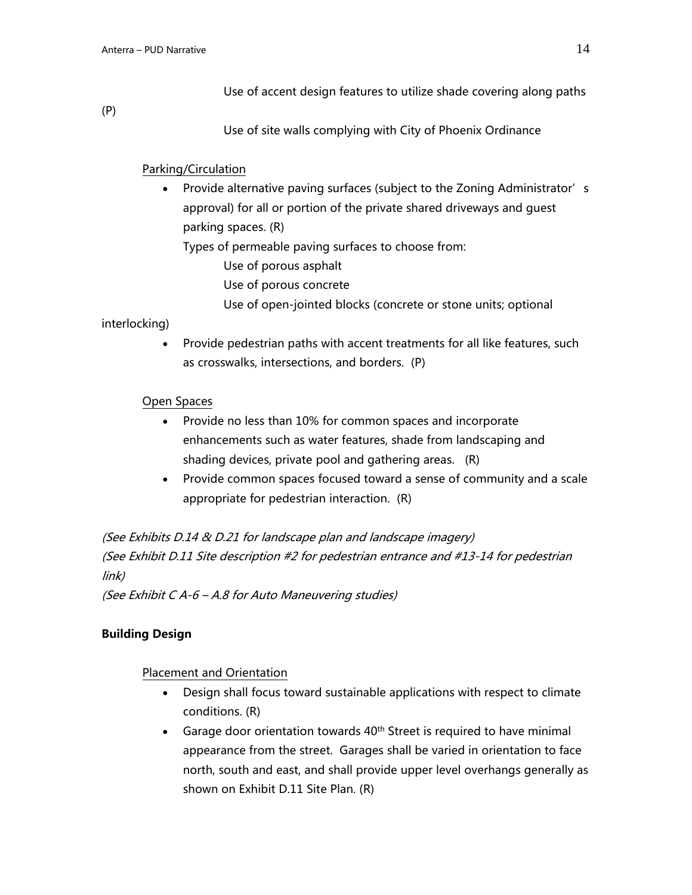Use of accent design features to utilize shade covering along paths (P)

Use of site walls complying with City of Phoenix Ordinance

Parking/Circulation

- Provide alternative paving surfaces (subject to the Zoning Administrator's approval) for all or portion of the private shared driveways and guest parking spaces. (R)

  Types of permeable paving surfaces to choose from:

  Use of porous asphalt

  Use of porous concrete

  Use of open-jointed blocks (concrete or stone units; optional interlocking)

- Provide pedestrian paths with accent treatments for all like features, such as crosswalks, intersections, and borders. (P)

Open Spaces

- Provide no less than 10% for common spaces and incorporate enhancements such as water features, shade from landscaping and shading devices, private pool and gathering areas. (R)
- Provide common spaces focused toward a sense of community and a scale appropriate for pedestrian interaction. (R)

*(See Exhibits D.14 & D.21 for landscape plan and landscape imagery)*
*(See Exhibit D.11 Site description #2 for pedestrian entrance and #13-14 for pedestrian link)*
*(See Exhibit C A-6 – A.8 for Auto Maneuvering studies)*

**Building Design**

Placement and Orientation

- Design shall focus toward sustainable applications with respect to climate conditions. (R)
- Garage door orientation towards 40th Street is required to have minimal appearance from the street. Garages shall be varied in orientation to face north, south and east, and shall provide upper level overhangs generally as shown on Exhibit D.11 Site Plan. (R)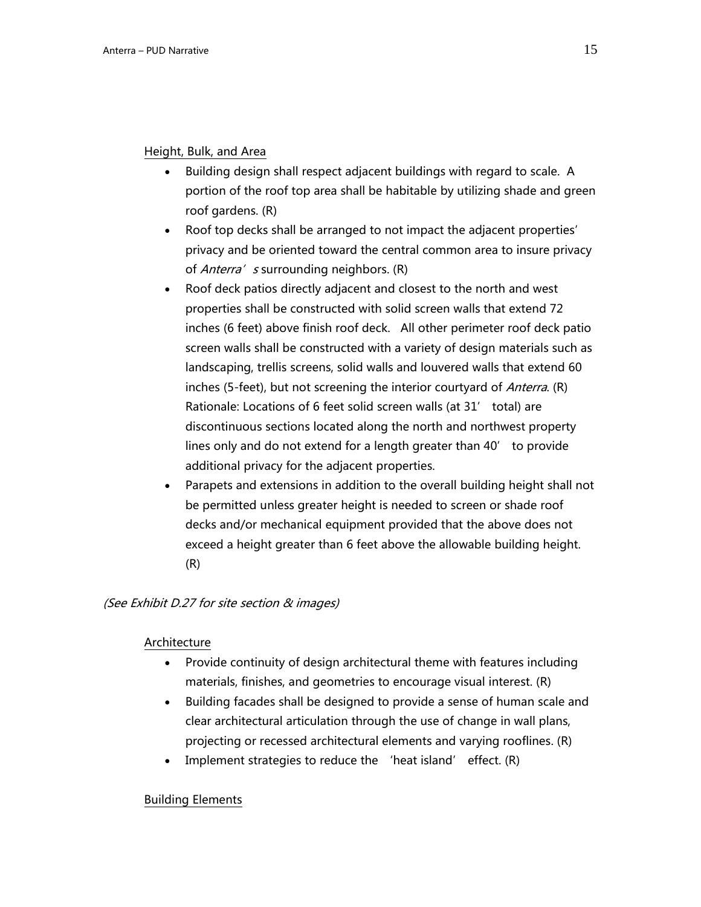Height, Bulk, and Area

- Building design shall respect adjacent buildings with regard to scale. A portion of the roof top area shall be habitable by utilizing shade and green roof gardens. (R)
- Roof top decks shall be arranged to not impact the adjacent properties' privacy and be oriented toward the central common area to insure privacy of *Anterra's* surrounding neighbors. (R)
- Roof deck patios directly adjacent and closest to the north and west properties shall be constructed with solid screen walls that extend 72 inches (6 feet) above finish roof deck. All other perimeter roof deck patio screen walls shall be constructed with a variety of design materials such as landscaping, trellis screens, solid walls and louvered walls that extend 60 inches (5-feet), but not screening the interior courtyard of *Anterra*. (R)
  Rationale: Locations of 6 feet solid screen walls (at 31' total) are discontinuous sections located along the north and northwest property lines only and do not extend for a length greater than 40' to provide additional privacy for the adjacent properties.
- Parapets and extensions in addition to the overall building height shall not be permitted unless greater height is needed to screen or shade roof decks and/or mechanical equipment provided that the above does not exceed a height greater than 6 feet above the allowable building height. (R)

*(See Exhibit D.27 for site section & images)*

Architecture

- Provide continuity of design architectural theme with features including materials, finishes, and geometries to encourage visual interest. (R)
- Building facades shall be designed to provide a sense of human scale and clear architectural articulation through the use of change in wall plans, projecting or recessed architectural elements and varying rooflines. (R)
- Implement strategies to reduce the 'heat island' effect. (R)

Building Elements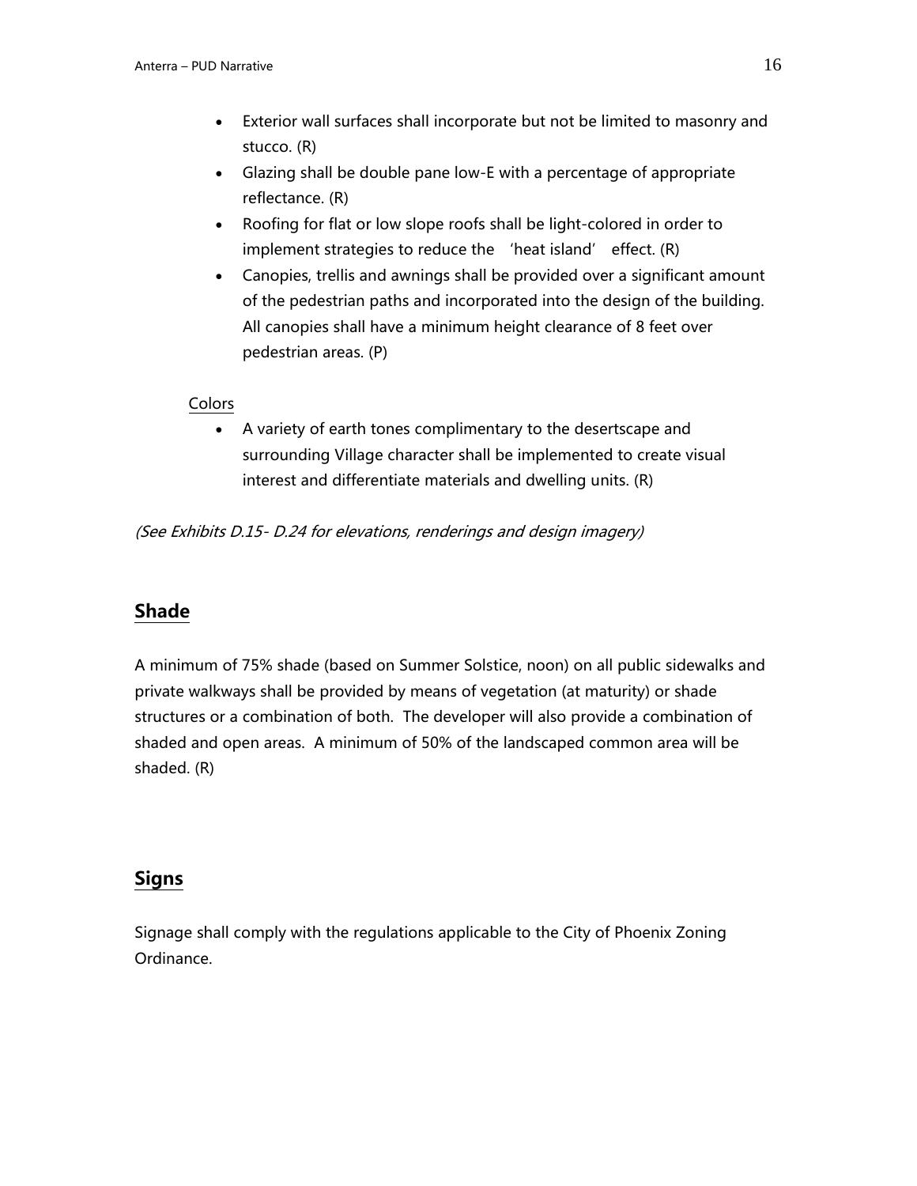- Exterior wall surfaces shall incorporate but not be limited to masonry and stucco. (R)
- Glazing shall be double pane low-E with a percentage of appropriate reflectance. (R)
- Roofing for flat or low slope roofs shall be light-colored in order to implement strategies to reduce the 'heat island' effect. (R)
- Canopies, trellis and awnings shall be provided over a significant amount of the pedestrian paths and incorporated into the design of the building. All canopies shall have a minimum height clearance of 8 feet over pedestrian areas. (P)

Colors

- A variety of earth tones complimentary to the desertscape and surrounding Village character shall be implemented to create visual interest and differentiate materials and dwelling units. (R)

*(See Exhibits D.15- D.24 for elevations, renderings and design imagery)*

## Shade

A minimum of 75% shade (based on Summer Solstice, noon) on all public sidewalks and private walkways shall be provided by means of vegetation (at maturity) or shade structures or a combination of both. The developer will also provide a combination of shaded and open areas. A minimum of 50% of the landscaped common area will be shaded. (R)

## Signs

Signage shall comply with the regulations applicable to the City of Phoenix Zoning Ordinance.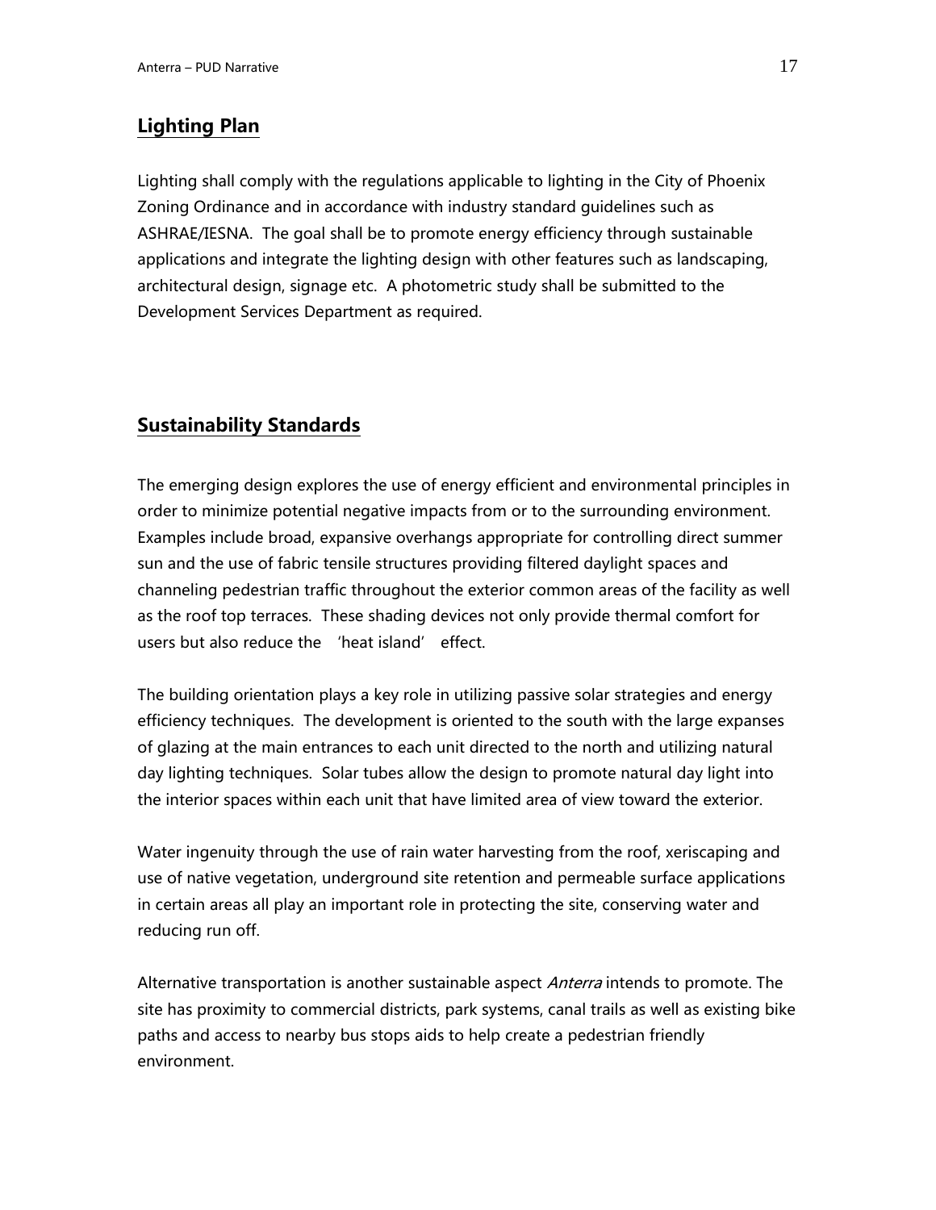## Lighting Plan

Lighting shall comply with the regulations applicable to lighting in the City of Phoenix Zoning Ordinance and in accordance with industry standard guidelines such as ASHRAE/IESNA. The goal shall be to promote energy efficiency through sustainable applications and integrate the lighting design with other features such as landscaping, architectural design, signage etc. A photometric study shall be submitted to the Development Services Department as required.

## Sustainability Standards

The emerging design explores the use of energy efficient and environmental principles in order to minimize potential negative impacts from or to the surrounding environment. Examples include broad, expansive overhangs appropriate for controlling direct summer sun and the use of fabric tensile structures providing filtered daylight spaces and channeling pedestrian traffic throughout the exterior common areas of the facility as well as the roof top terraces. These shading devices not only provide thermal comfort for users but also reduce the 'heat island' effect.

The building orientation plays a key role in utilizing passive solar strategies and energy efficiency techniques. The development is oriented to the south with the large expanses of glazing at the main entrances to each unit directed to the north and utilizing natural day lighting techniques. Solar tubes allow the design to promote natural day light into the interior spaces within each unit that have limited area of view toward the exterior.

Water ingenuity through the use of rain water harvesting from the roof, xeriscaping and use of native vegetation, underground site retention and permeable surface applications in certain areas all play an important role in protecting the site, conserving water and reducing run off.

Alternative transportation is another sustainable aspect *Anterra* intends to promote. The site has proximity to commercial districts, park systems, canal trails as well as existing bike paths and access to nearby bus stops aids to help create a pedestrian friendly environment.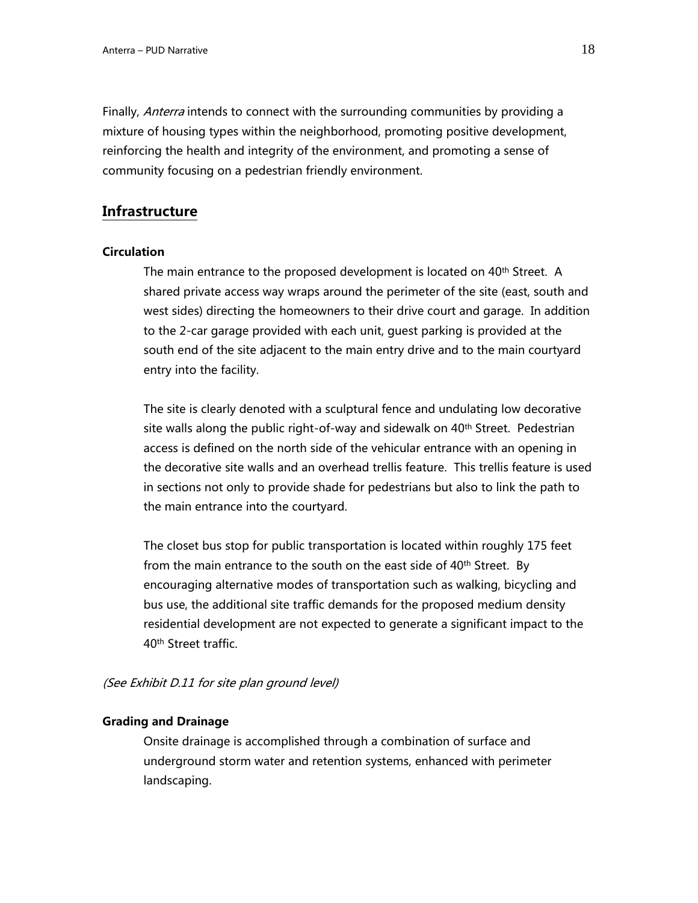Finally, *Anterra* intends to connect with the surrounding communities by providing a mixture of housing types within the neighborhood, promoting positive development, reinforcing the health and integrity of the environment, and promoting a sense of community focusing on a pedestrian friendly environment.

## Infrastructure

### Circulation

The main entrance to the proposed development is located on 40th Street. A shared private access way wraps around the perimeter of the site (east, south and west sides) directing the homeowners to their drive court and garage. In addition to the 2-car garage provided with each unit, guest parking is provided at the south end of the site adjacent to the main entry drive and to the main courtyard entry into the facility.

The site is clearly denoted with a sculptural fence and undulating low decorative site walls along the public right-of-way and sidewalk on 40th Street. Pedestrian access is defined on the north side of the vehicular entrance with an opening in the decorative site walls and an overhead trellis feature. This trellis feature is used in sections not only to provide shade for pedestrians but also to link the path to the main entrance into the courtyard.

The closet bus stop for public transportation is located within roughly 175 feet from the main entrance to the south on the east side of 40th Street. By encouraging alternative modes of transportation such as walking, bicycling and bus use, the additional site traffic demands for the proposed medium density residential development are not expected to generate a significant impact to the 40th Street traffic.

*(See Exhibit D.11 for site plan ground level)*

### Grading and Drainage

Onsite drainage is accomplished through a combination of surface and underground storm water and retention systems, enhanced with perimeter landscaping.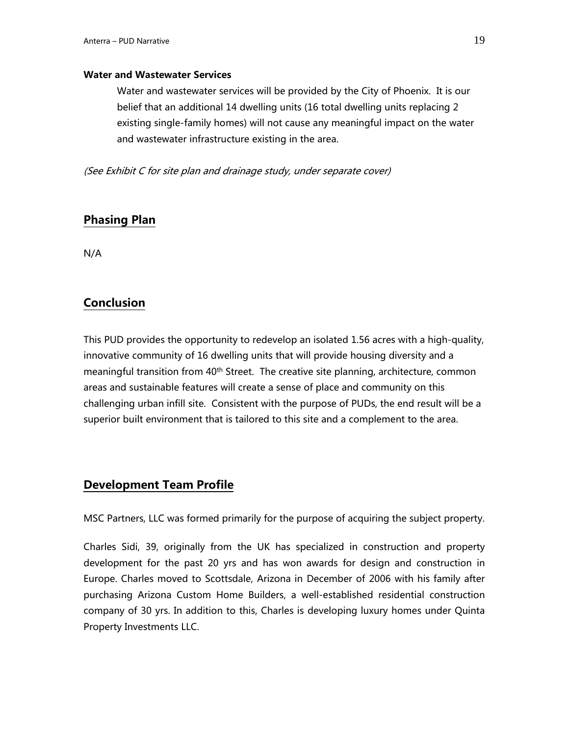**Water and Wastewater Services**

Water and wastewater services will be provided by the City of Phoenix. It is our belief that an additional 14 dwelling units (16 total dwelling units replacing 2 existing single-family homes) will not cause any meaningful impact on the water and wastewater infrastructure existing in the area.

*(See Exhibit C for site plan and drainage study, under separate cover)*

## Phasing Plan

N/A

## Conclusion

This PUD provides the opportunity to redevelop an isolated 1.56 acres with a high-quality, innovative community of 16 dwelling units that will provide housing diversity and a meaningful transition from 40th Street. The creative site planning, architecture, common areas and sustainable features will create a sense of place and community on this challenging urban infill site. Consistent with the purpose of PUDs, the end result will be a superior built environment that is tailored to this site and a complement to the area.

## Development Team Profile

MSC Partners, LLC was formed primarily for the purpose of acquiring the subject property.

Charles Sidi, 39, originally from the UK has specialized in construction and property development for the past 20 yrs and has won awards for design and construction in Europe. Charles moved to Scottsdale, Arizona in December of 2006 with his family after purchasing Arizona Custom Home Builders, a well-established residential construction company of 30 yrs. In addition to this, Charles is developing luxury homes under Quinta Property Investments LLC.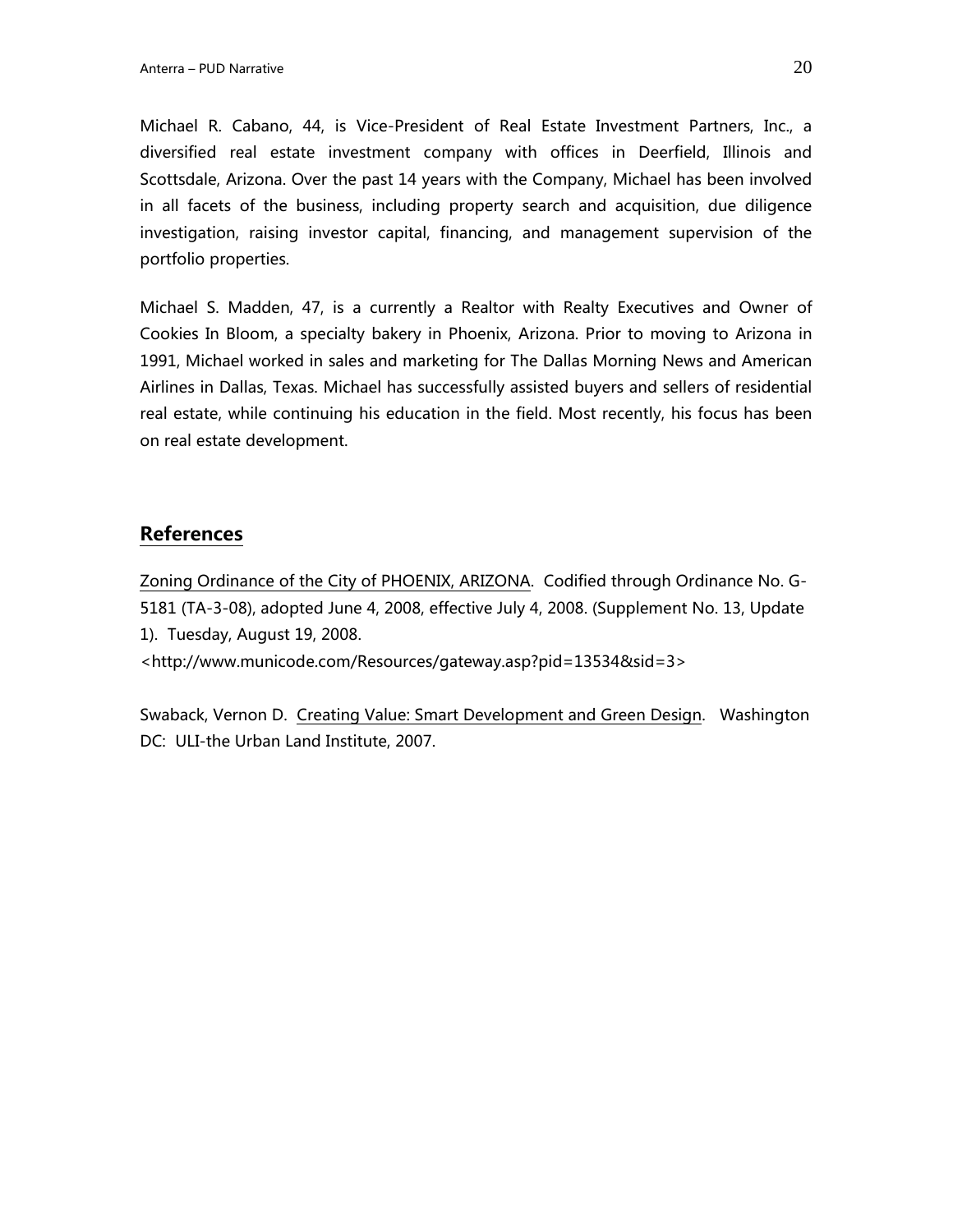Michael R. Cabano, 44, is Vice-President of Real Estate Investment Partners, Inc., a diversified real estate investment company with offices in Deerfield, Illinois and Scottsdale, Arizona. Over the past 14 years with the Company, Michael has been involved in all facets of the business, including property search and acquisition, due diligence investigation, raising investor capital, financing, and management supervision of the portfolio properties.

Michael S. Madden, 47, is a currently a Realtor with Realty Executives and Owner of Cookies In Bloom, a specialty bakery in Phoenix, Arizona. Prior to moving to Arizona in 1991, Michael worked in sales and marketing for The Dallas Morning News and American Airlines in Dallas, Texas. Michael has successfully assisted buyers and sellers of residential real estate, while continuing his education in the field. Most recently, his focus has been on real estate development.

## References

Zoning Ordinance of the City of PHOENIX, ARIZONA. Codified through Ordinance No. G-5181 (TA-3-08), adopted June 4, 2008, effective July 4, 2008. (Supplement No. 13, Update 1). Tuesday, August 19, 2008.
<http://www.municode.com/Resources/gateway.asp?pid=13534&sid=3>

Swaback, Vernon D. Creating Value: Smart Development and Green Design. Washington DC: ULI-the Urban Land Institute, 2007.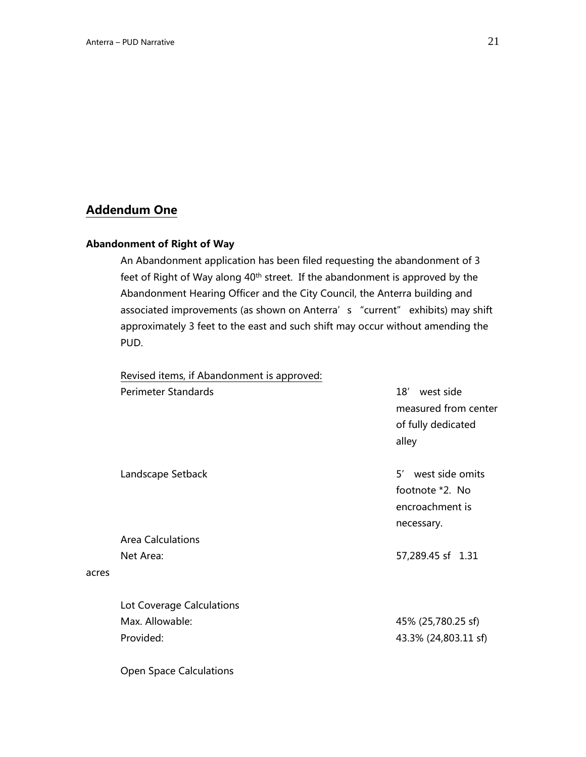## Addendum One

### Abandonment of Right of Way

An Abandonment application has been filed requesting the abandonment of 3 feet of Right of Way along 40th street. If the abandonment is approved by the Abandonment Hearing Officer and the City Council, the Anterra building and associated improvements (as shown on Anterra's "current" exhibits) may shift approximately 3 feet to the east and such shift may occur without amending the PUD.

Revised items, if Abandonment is approved:

| | |
|---|---|
| Perimeter Standards | 18' west side measured from center of fully dedicated alley |
| Landscape Setback | 5' west side omits footnote *2. No encroachment is necessary. |
| Area Calculations | |
| Net Area: | 57,289.45 sf 1.31 acres |
| Lot Coverage Calculations | |
| Max. Allowable: | 45% (25,780.25 sf) |
| Provided: | 43.3% (24,803.11 sf) |

Open Space Calculations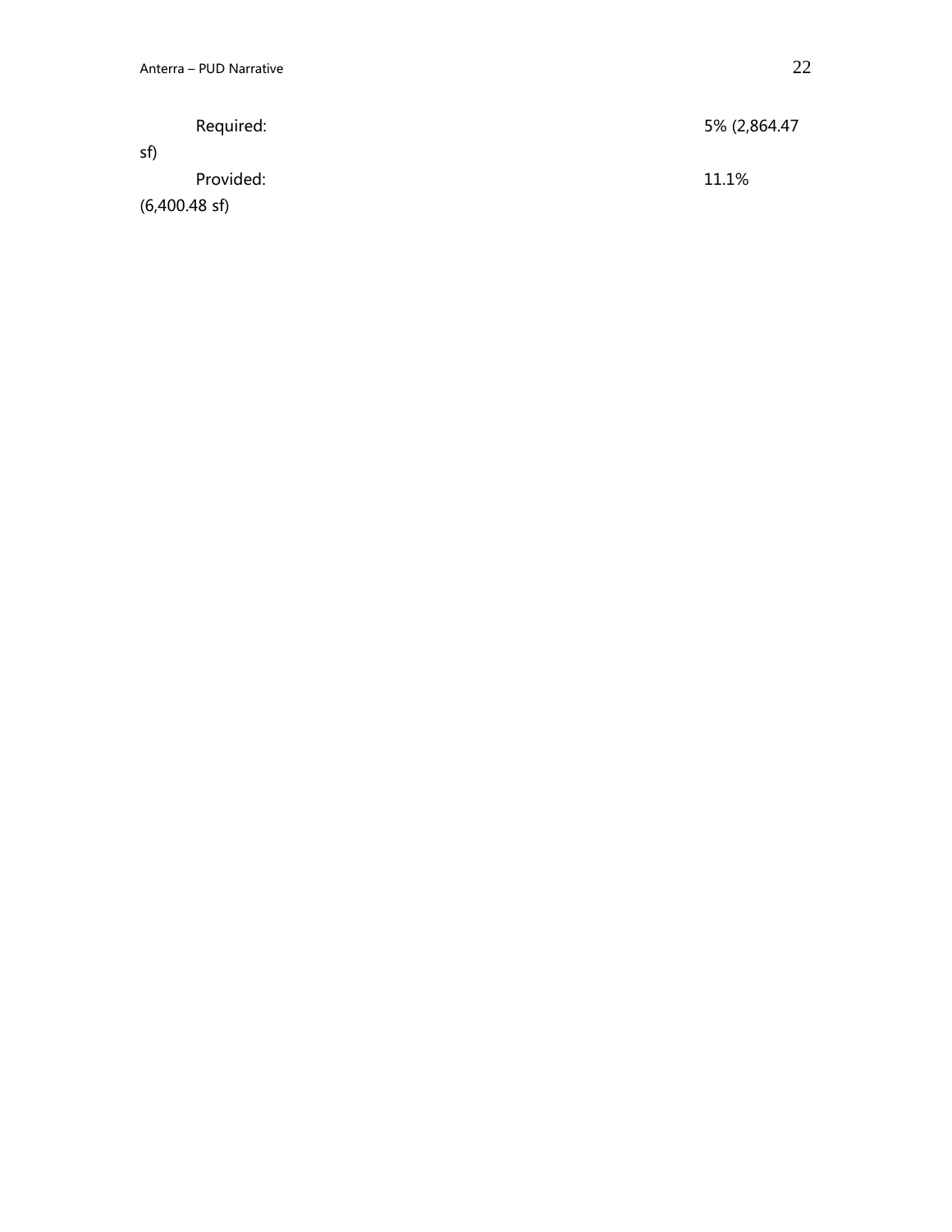Required: 5% (2,864.47 sf)

Provided: 11.1% (6,400.48 sf)